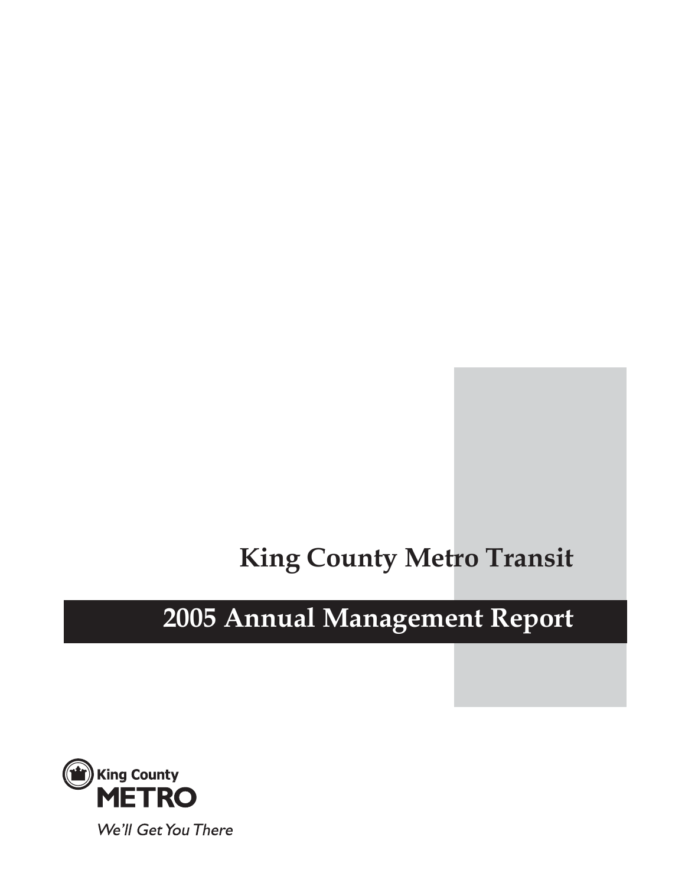# King County Metro Transit

## 2005 Annual Management Report

King County
METRO

*We'll Get You There*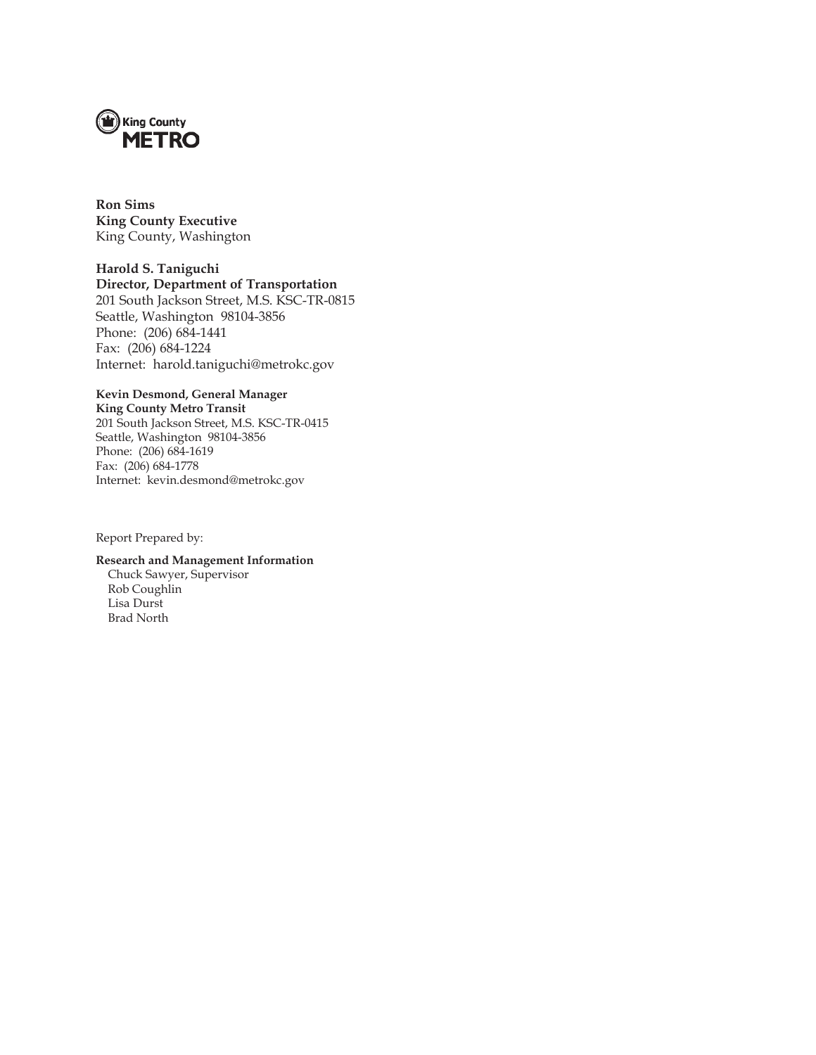King County
METRO

**Ron Sims**
**King County Executive**
King County, Washington

**Harold S. Taniguchi**
**Director, Department of Transportation**
201 South Jackson Street, M.S. KSC-TR-0815
Seattle, Washington 98104-3856
Phone: (206) 684-1441
Fax: (206) 684-1224
Internet: harold.taniguchi@metrokc.gov

**Kevin Desmond, General Manager**
**King County Metro Transit**
201 South Jackson Street, M.S. KSC-TR-0415
Seattle, Washington 98104-3856
Phone: (206) 684-1619
Fax: (206) 684-1778
Internet: kevin.desmond@metrokc.gov

Report Prepared by:

**Research and Management Information**
Chuck Sawyer, Supervisor
Rob Coughlin
Lisa Durst
Brad North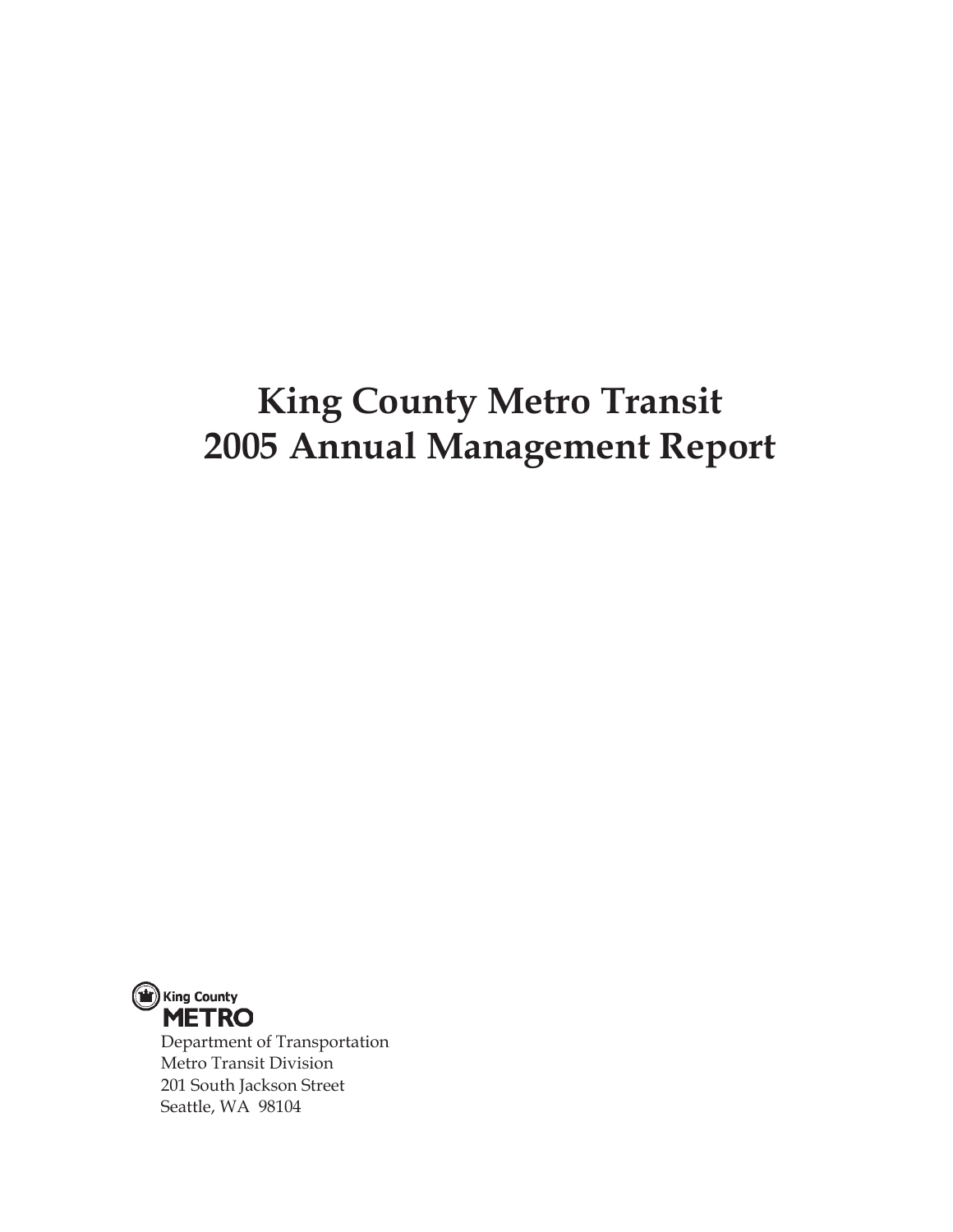# King County Metro Transit
# 2005 Annual Management Report

King County
METRO

Department of Transportation
Metro Transit Division
201 South Jackson Street
Seattle, WA 98104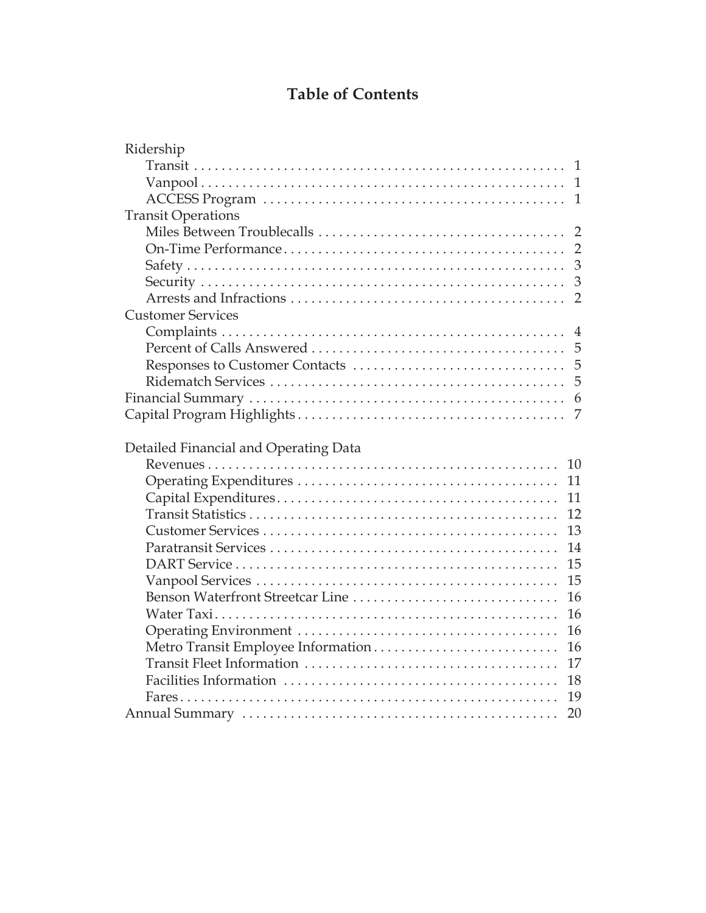# Table of Contents

Ridership
- Transit . . . . . . . . . . . . . . . . . . . . . . . . . . . . . . . . . . . . . . . . . . . . . . . . . . . . . 1
- Vanpool . . . . . . . . . . . . . . . . . . . . . . . . . . . . . . . . . . . . . . . . . . . . . . . . . . . . 1
- ACCESS Program . . . . . . . . . . . . . . . . . . . . . . . . . . . . . . . . . . . . . . . . . . . . 1

Transit Operations
- Miles Between Troublecalls . . . . . . . . . . . . . . . . . . . . . . . . . . . . . . . . . . . 2
- On-Time Performance . . . . . . . . . . . . . . . . . . . . . . . . . . . . . . . . . . . . . . . . 2
- Safety . . . . . . . . . . . . . . . . . . . . . . . . . . . . . . . . . . . . . . . . . . . . . . . . . . . . . . 3
- Security . . . . . . . . . . . . . . . . . . . . . . . . . . . . . . . . . . . . . . . . . . . . . . . . . . . . 3
- Arrests and Infractions . . . . . . . . . . . . . . . . . . . . . . . . . . . . . . . . . . . . . . . 2

Customer Services
- Complaints . . . . . . . . . . . . . . . . . . . . . . . . . . . . . . . . . . . . . . . . . . . . . . . . . 4
- Percent of Calls Answered . . . . . . . . . . . . . . . . . . . . . . . . . . . . . . . . . . . . 5
- Responses to Customer Contacts . . . . . . . . . . . . . . . . . . . . . . . . . . . . . . 5
- Ridematch Services . . . . . . . . . . . . . . . . . . . . . . . . . . . . . . . . . . . . . . . . . . 5

Financial Summary . . . . . . . . . . . . . . . . . . . . . . . . . . . . . . . . . . . . . . . . . . . . . . 6

Capital Program Highlights . . . . . . . . . . . . . . . . . . . . . . . . . . . . . . . . . . . . . . . 7

Detailed Financial and Operating Data
- Revenues . . . . . . . . . . . . . . . . . . . . . . . . . . . . . . . . . . . . . . . . . . . . . . . . . . 10
- Operating Expenditures . . . . . . . . . . . . . . . . . . . . . . . . . . . . . . . . . . . . . 11
- Capital Expenditures . . . . . . . . . . . . . . . . . . . . . . . . . . . . . . . . . . . . . . . . 11
- Transit Statistics . . . . . . . . . . . . . . . . . . . . . . . . . . . . . . . . . . . . . . . . . . . . 12
- Customer Services . . . . . . . . . . . . . . . . . . . . . . . . . . . . . . . . . . . . . . . . . . 13
- Paratransit Services . . . . . . . . . . . . . . . . . . . . . . . . . . . . . . . . . . . . . . . . . 14
- DART Service . . . . . . . . . . . . . . . . . . . . . . . . . . . . . . . . . . . . . . . . . . . . . . 15
- Vanpool Services . . . . . . . . . . . . . . . . . . . . . . . . . . . . . . . . . . . . . . . . . . . 15
- Benson Waterfront Streetcar Line . . . . . . . . . . . . . . . . . . . . . . . . . . . . . 16
- Water Taxi . . . . . . . . . . . . . . . . . . . . . . . . . . . . . . . . . . . . . . . . . . . . . . . . . 16
- Operating Environment . . . . . . . . . . . . . . . . . . . . . . . . . . . . . . . . . . . . . 16
- Metro Transit Employee Information . . . . . . . . . . . . . . . . . . . . . . . . . . 16
- Transit Fleet Information . . . . . . . . . . . . . . . . . . . . . . . . . . . . . . . . . . . . 17
- Facilities Information . . . . . . . . . . . . . . . . . . . . . . . . . . . . . . . . . . . . . . . 18
- Fares . . . . . . . . . . . . . . . . . . . . . . . . . . . . . . . . . . . . . . . . . . . . . . . . . . . . . . 19

Annual Summary . . . . . . . . . . . . . . . . . . . . . . . . . . . . . . . . . . . . . . . . . . . . . . 20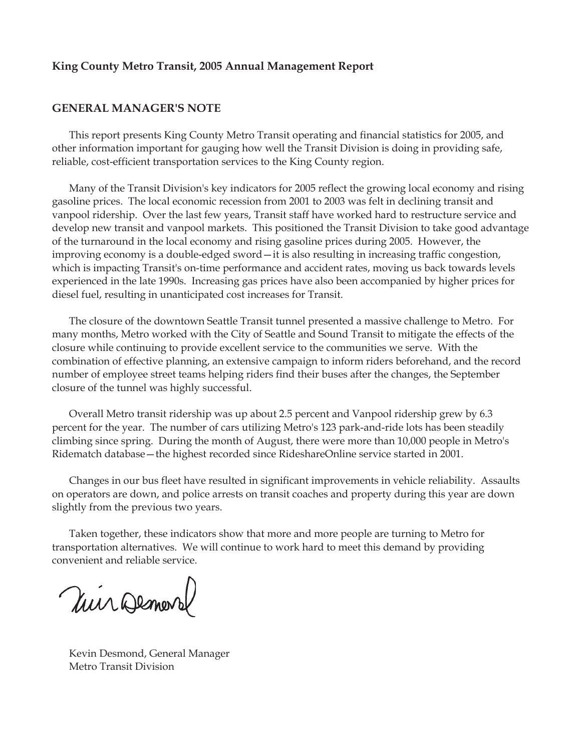**King County Metro Transit, 2005 Annual Management Report**

## GENERAL MANAGER'S NOTE

This report presents King County Metro Transit operating and financial statistics for 2005, and other information important for gauging how well the Transit Division is doing in providing safe, reliable, cost-efficient transportation services to the King County region.

Many of the Transit Division's key indicators for 2005 reflect the growing local economy and rising gasoline prices. The local economic recession from 2001 to 2003 was felt in declining transit and vanpool ridership. Over the last few years, Transit staff have worked hard to restructure service and develop new transit and vanpool markets. This positioned the Transit Division to take good advantage of the turnaround in the local economy and rising gasoline prices during 2005. However, the improving economy is a double-edged sword—it is also resulting in increasing traffic congestion, which is impacting Transit's on-time performance and accident rates, moving us back towards levels experienced in the late 1990s. Increasing gas prices have also been accompanied by higher prices for diesel fuel, resulting in unanticipated cost increases for Transit.

The closure of the downtown Seattle Transit tunnel presented a massive challenge to Metro. For many months, Metro worked with the City of Seattle and Sound Transit to mitigate the effects of the closure while continuing to provide excellent service to the communities we serve. With the combination of effective planning, an extensive campaign to inform riders beforehand, and the record number of employee street teams helping riders find their buses after the changes, the September closure of the tunnel was highly successful.

Overall Metro transit ridership was up about 2.5 percent and Vanpool ridership grew by 6.3 percent for the year. The number of cars utilizing Metro's 123 park-and-ride lots has been steadily climbing since spring. During the month of August, there were more than 10,000 people in Metro's Ridematch database—the highest recorded since RideshareOnline service started in 2001.

Changes in our bus fleet have resulted in significant improvements in vehicle reliability. Assaults on operators are down, and police arrests on transit coaches and property during this year are down slightly from the previous two years.

Taken together, these indicators show that more and more people are turning to Metro for transportation alternatives. We will continue to work hard to meet this demand by providing convenient and reliable service.

Kevin Desmond, General Manager
Metro Transit Division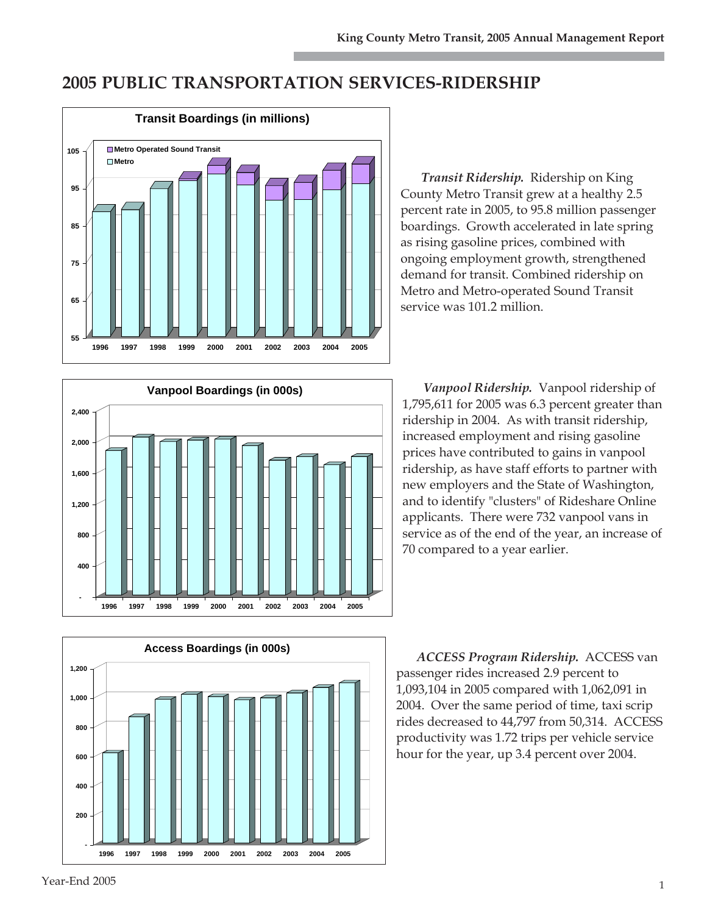# 2005 PUBLIC TRANSPORTATION SERVICES-RIDERSHIP

**Transit Boardings (in millions)**

***Transit Ridership.*** Ridership on King County Metro Transit grew at a healthy 2.5 percent rate in 2005, to 95.8 million passenger boardings. Growth accelerated in late spring as rising gasoline prices, combined with ongoing employment growth, strengthened demand for transit. Combined ridership on Metro and Metro-operated Sound Transit service was 101.2 million.

**Vanpool Boardings (in 000s)**

***Vanpool Ridership.*** Vanpool ridership of 1,795,611 for 2005 was 6.3 percent greater than ridership in 2004. As with transit ridership, increased employment and rising gasoline prices have contributed to gains in vanpool ridership, as have staff efforts to partner with new employers and the State of Washington, and to identify "clusters" of Rideshare Online applicants. There were 732 vanpool vans in service as of the end of the year, an increase of 70 compared to a year earlier.

**Access Boardings (in 000s)**

***ACCESS Program Ridership.*** ACCESS van passenger rides increased 2.9 percent to 1,093,104 in 2005 compared with 1,062,091 in 2004. Over the same period of time, taxi scrip rides decreased to 44,797 from 50,314. ACCESS productivity was 1.72 trips per vehicle service hour for the year, up 3.4 percent over 2004.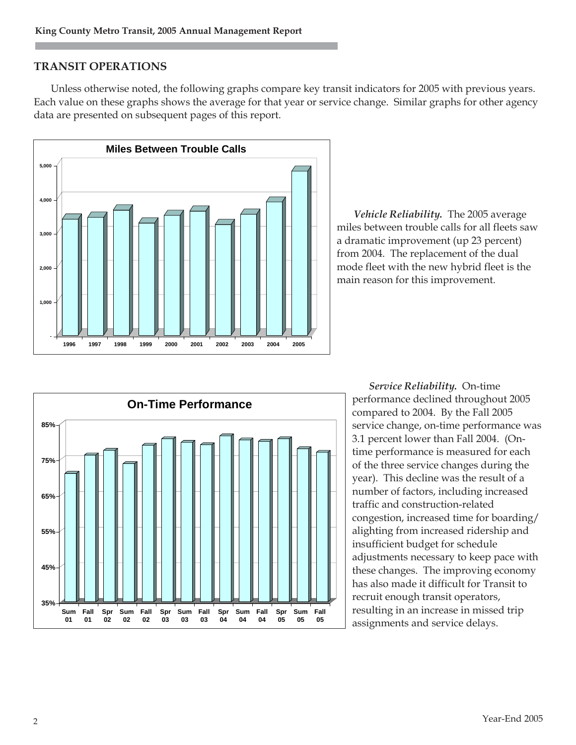## TRANSIT OPERATIONS

Unless otherwise noted, the following graphs compare key transit indicators for 2005 with previous years. Each value on these graphs shows the average for that year or service change. Similar graphs for other agency data are presented on subsequent pages of this report.

**Miles Between Trouble Calls**

***Vehicle Reliability.*** The 2005 average miles between trouble calls for all fleets saw a dramatic improvement (up 23 percent) from 2004. The replacement of the dual mode fleet with the new hybrid fleet is the main reason for this improvement.

**On-Time Performance**

***Service Reliability.*** On-time performance declined throughout 2005 compared to 2004. By the Fall 2005 service change, on-time performance was 3.1 percent lower than Fall 2004. (On-time performance is measured for each of the three service changes during the year). This decline was the result of a number of factors, including increased traffic and construction-related congestion, increased time for boarding/alighting from increased ridership and insufficient budget for schedule adjustments necessary to keep pace with these changes. The improving economy has also made it difficult for Transit to recruit enough transit operators, resulting in an increase in missed trip assignments and service delays.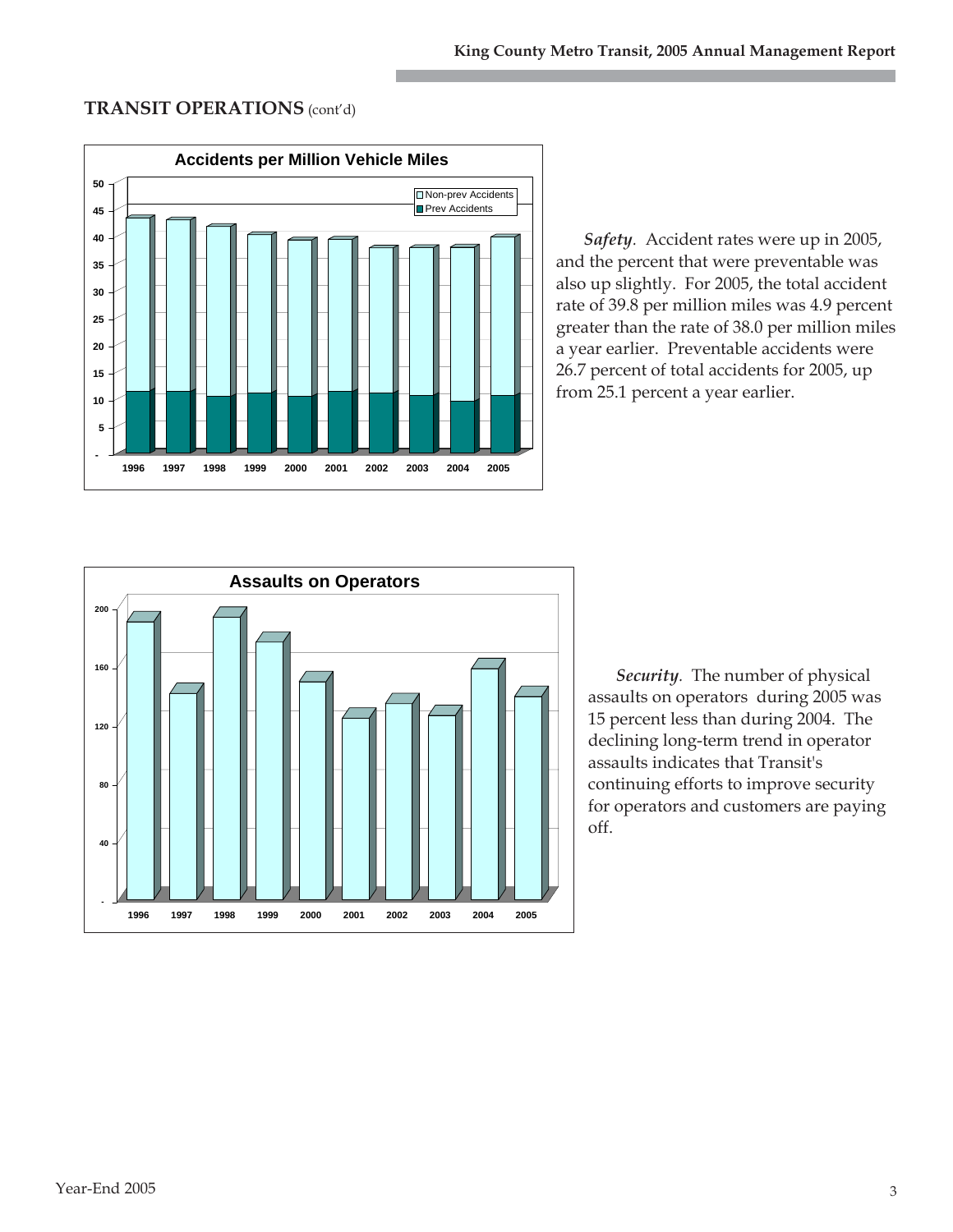## TRANSIT OPERATIONS (cont'd)

*Safety*. Accident rates were up in 2005, and the percent that were preventable was also up slightly. For 2005, the total accident rate of 39.8 per million miles was 4.9 percent greater than the rate of 38.0 per million miles a year earlier. Preventable accidents were 26.7 percent of total accidents for 2005, up from 25.1 percent a year earlier.

*Security*. The number of physical assaults on operators during 2005 was 15 percent less than during 2004. The declining long-term trend in operator assaults indicates that Transit's continuing efforts to improve security for operators and customers are paying off.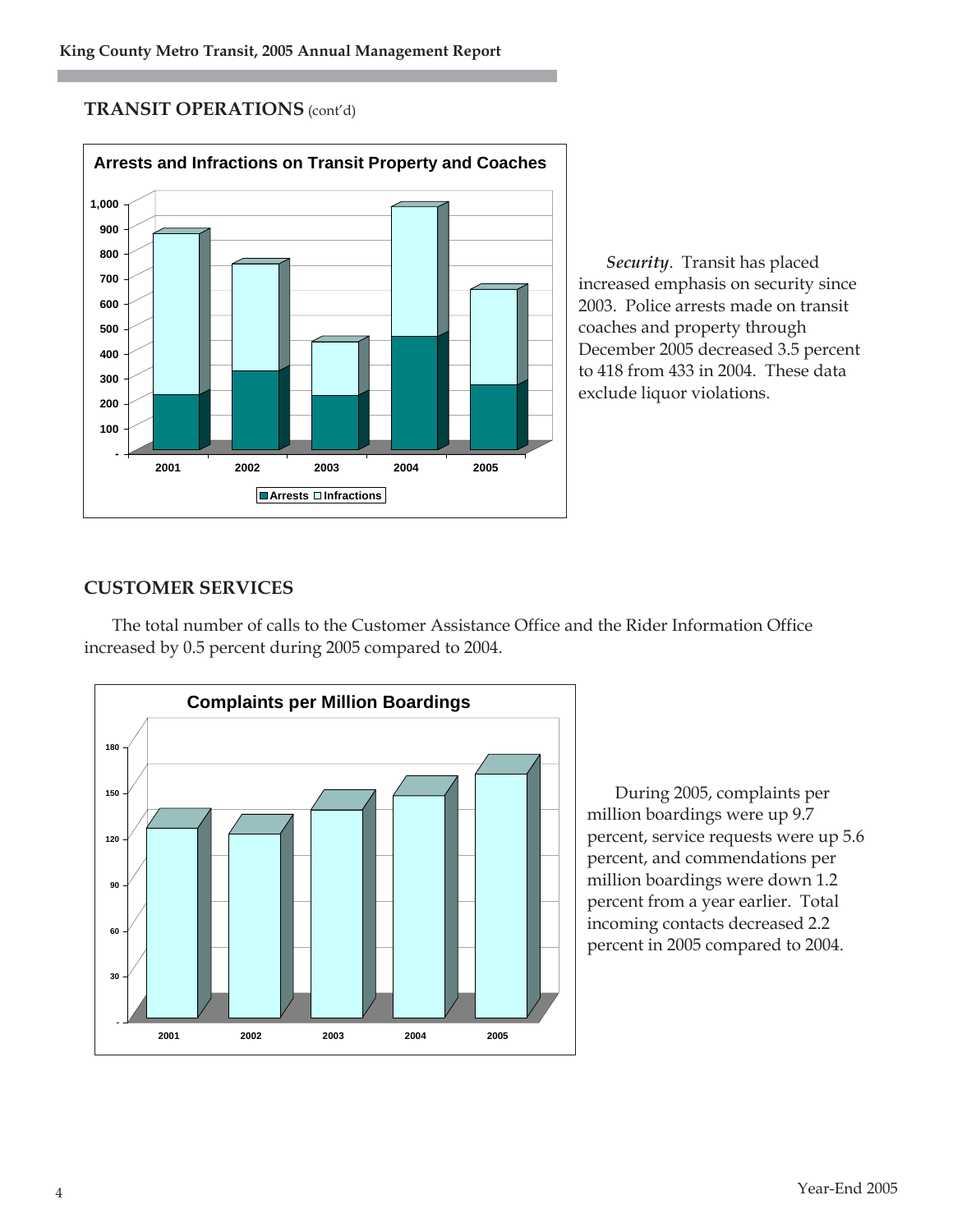## TRANSIT OPERATIONS (cont'd)

**Arrests and Infractions on Transit Property and Coaches**

*Security*. Transit has placed increased emphasis on security since 2003. Police arrests made on transit coaches and property through December 2005 decreased 3.5 percent to 418 from 433 in 2004. These data exclude liquor violations.

## CUSTOMER SERVICES

The total number of calls to the Customer Assistance Office and the Rider Information Office increased by 0.5 percent during 2005 compared to 2004.

**Complaints per Million Boardings**

During 2005, complaints per million boardings were up 9.7 percent, service requests were up 5.6 percent, and commendations per million boardings were down 1.2 percent from a year earlier. Total incoming contacts decreased 2.2 percent in 2005 compared to 2004.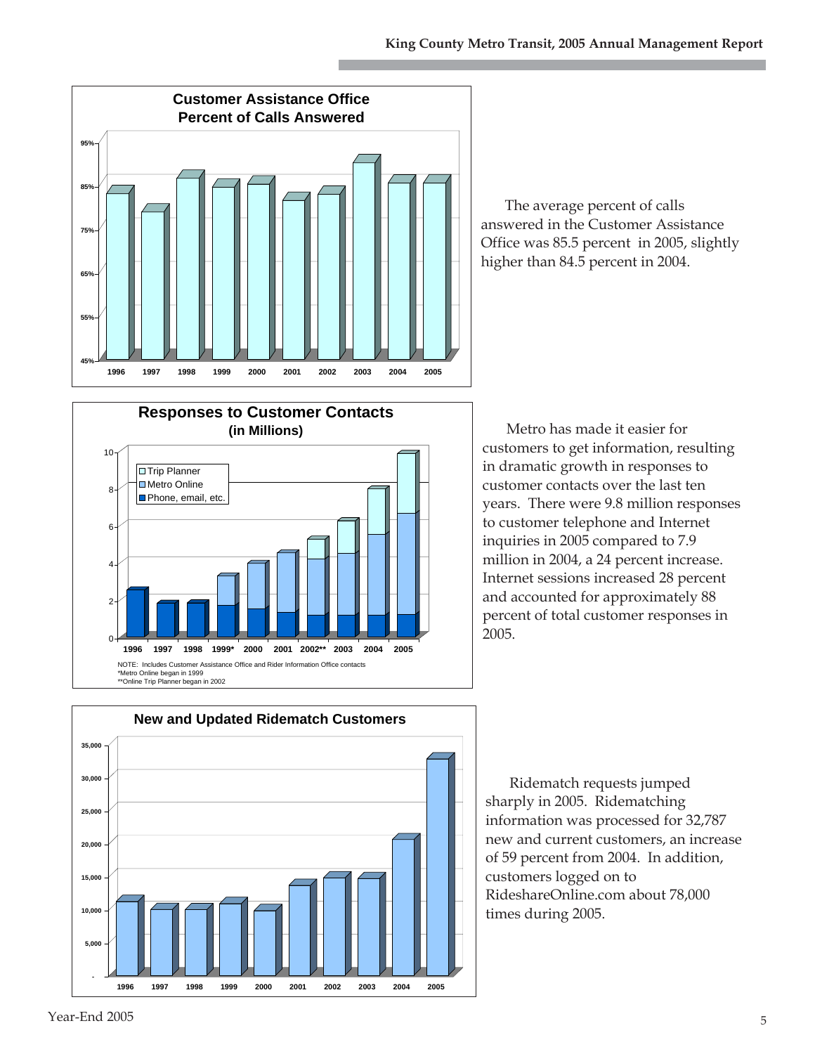**Customer Assistance Office Percent of Calls Answered**

The average percent of calls answered in the Customer Assistance Office was 85.5 percent in 2005, slightly higher than 84.5 percent in 2004.

**Responses to Customer Contacts (in Millions)**

NOTE: Includes Customer Assistance Office and Rider Information Office contacts
*Metro Online began in 1999
**Online Trip Planner began in 2002

Metro has made it easier for customers to get information, resulting in dramatic growth in responses to customer contacts over the last ten years. There were 9.8 million responses to customer telephone and Internet inquiries in 2005 compared to 7.9 million in 2004, a 24 percent increase. Internet sessions increased 28 percent and accounted for approximately 88 percent of total customer responses in 2005.

**New and Updated Ridematch Customers**

Ridematch requests jumped sharply in 2005. Ridematching information was processed for 32,787 new and current customers, an increase of 59 percent from 2004. In addition, customers logged on to RideshareOnline.com about 78,000 times during 2005.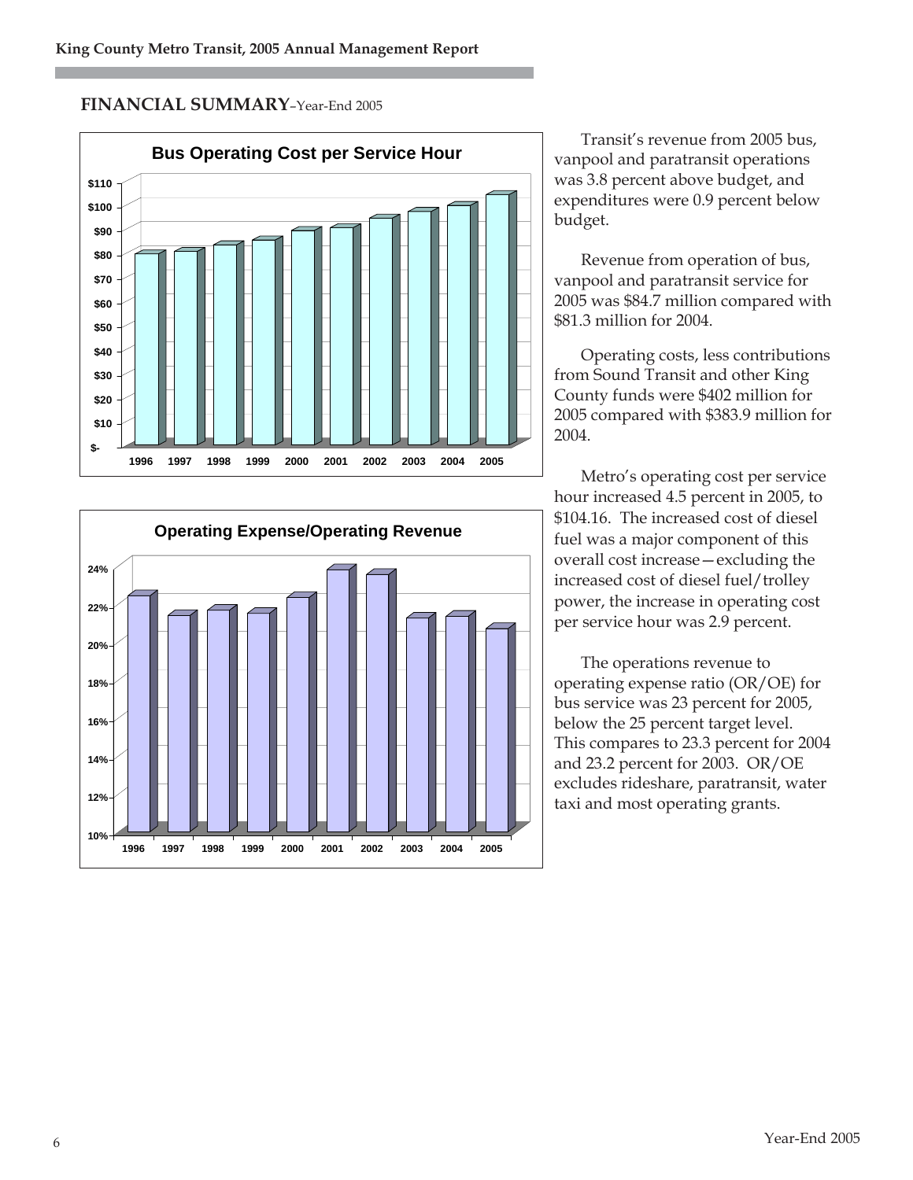## FINANCIAL SUMMARY–Year-End 2005

**Bus Operating Cost per Service Hour**

**Operating Expense/Operating Revenue**

Transit's revenue from 2005 bus, vanpool and paratransit operations was 3.8 percent above budget, and expenditures were 0.9 percent below budget.

Revenue from operation of bus, vanpool and paratransit service for 2005 was $84.7 million compared with $81.3 million for 2004.

Operating costs, less contributions from Sound Transit and other King County funds were $402 million for 2005 compared with $383.9 million for 2004.

Metro's operating cost per service hour increased 4.5 percent in 2005, to $104.16. The increased cost of diesel fuel was a major component of this overall cost increase—excluding the increased cost of diesel fuel/trolley power, the increase in operating cost per service hour was 2.9 percent.

The operations revenue to operating expense ratio (OR/OE) for bus service was 23 percent for 2005, below the 25 percent target level. This compares to 23.3 percent for 2004 and 23.2 percent for 2003. OR/OE excludes rideshare, paratransit, water taxi and most operating grants.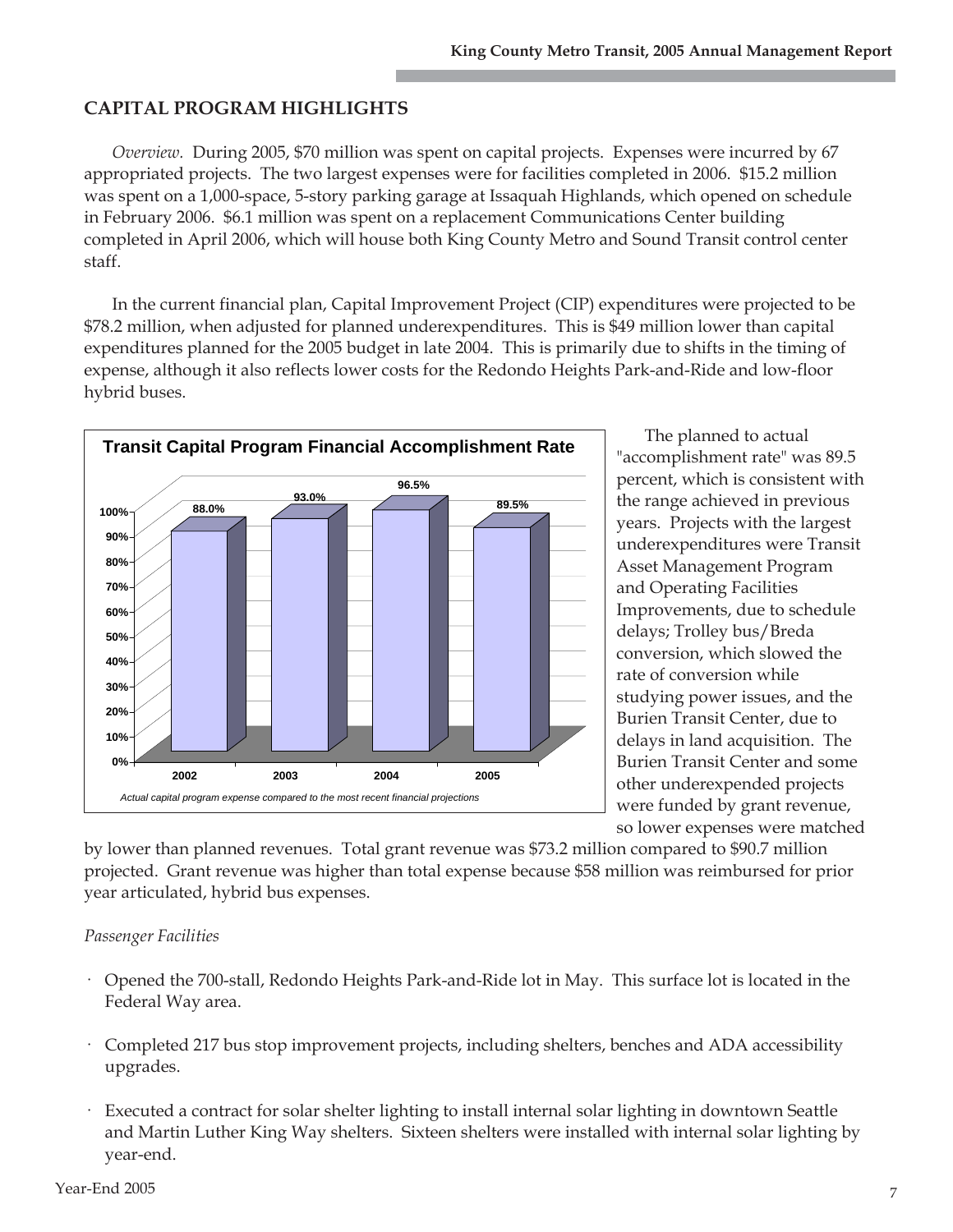## CAPITAL PROGRAM HIGHLIGHTS

*Overview.* During 2005, $70 million was spent on capital projects. Expenses were incurred by 67 appropriated projects. The two largest expenses were for facilities completed in 2006. $15.2 million was spent on a 1,000-space, 5-story parking garage at Issaquah Highlands, which opened on schedule in February 2006. $6.1 million was spent on a replacement Communications Center building completed in April 2006, which will house both King County Metro and Sound Transit control center staff.

In the current financial plan, Capital Improvement Project (CIP) expenditures were projected to be $78.2 million, when adjusted for planned underexpenditures. This is $49 million lower than capital expenditures planned for the 2005 budget in late 2004. This is primarily due to shifts in the timing of expense, although it also reflects lower costs for the Redondo Heights Park-and-Ride and low-floor hybrid buses.

**Transit Capital Program Financial Accomplishment Rate**

| Year | Rate |
|---|---|
| 2002 | 88.0% |
| 2003 | 93.0% |
| 2004 | 96.5% |
| 2005 | 89.5% |

*Actual capital program expense compared to the most recent financial projections*

The planned to actual "accomplishment rate" was 89.5 percent, which is consistent with the range achieved in previous years. Projects with the largest underexpenditures were Transit Asset Management Program and Operating Facilities Improvements, due to schedule delays; Trolley bus/Breda conversion, which slowed the rate of conversion while studying power issues, and the Burien Transit Center, due to delays in land acquisition. The Burien Transit Center and some other underexpended projects were funded by grant revenue, so lower expenses were matched by lower than planned revenues. Total grant revenue was $73.2 million compared to $90.7 million projected. Grant revenue was higher than total expense because $58 million was reimbursed for prior year articulated, hybrid bus expenses.

*Passenger Facilities*

- Opened the 700-stall, Redondo Heights Park-and-Ride lot in May. This surface lot is located in the Federal Way area.
- Completed 217 bus stop improvement projects, including shelters, benches and ADA accessibility upgrades.
- Executed a contract for solar shelter lighting to install internal solar lighting in downtown Seattle and Martin Luther King Way shelters. Sixteen shelters were installed with internal solar lighting by year-end.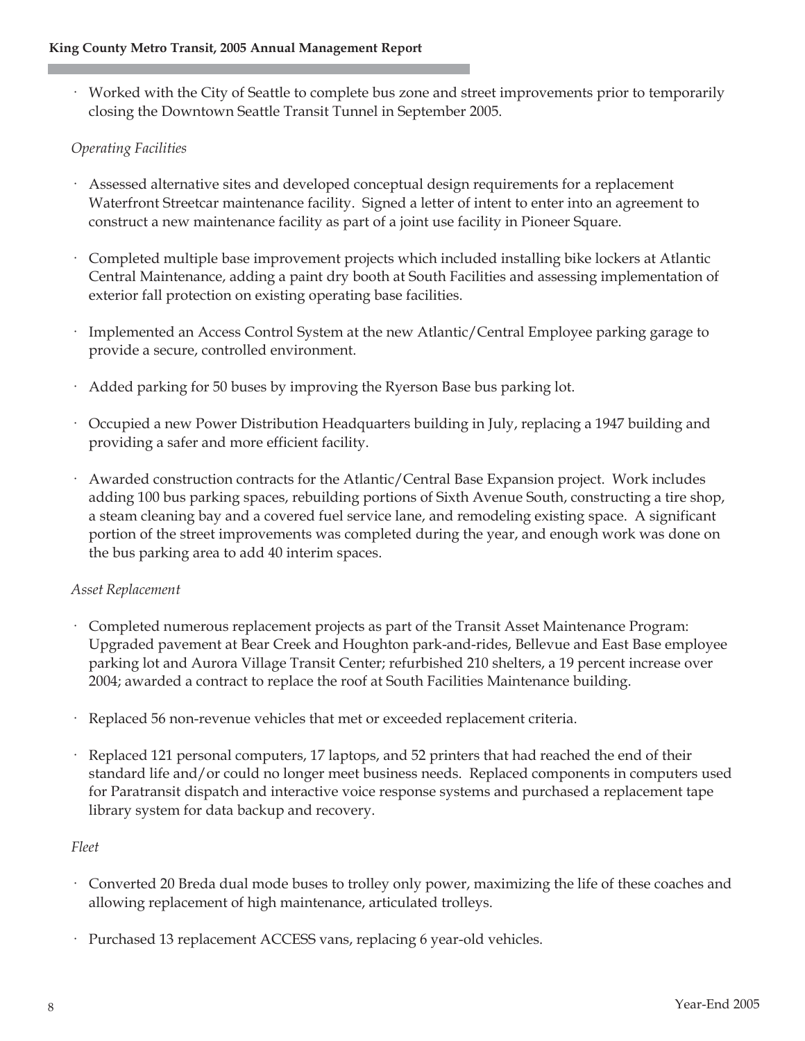- Worked with the City of Seattle to complete bus zone and street improvements prior to temporarily closing the Downtown Seattle Transit Tunnel in September 2005.

*Operating Facilities*

- Assessed alternative sites and developed conceptual design requirements for a replacement Waterfront Streetcar maintenance facility. Signed a letter of intent to enter into an agreement to construct a new maintenance facility as part of a joint use facility in Pioneer Square.

- Completed multiple base improvement projects which included installing bike lockers at Atlantic Central Maintenance, adding a paint dry booth at South Facilities and assessing implementation of exterior fall protection on existing operating base facilities.

- Implemented an Access Control System at the new Atlantic/Central Employee parking garage to provide a secure, controlled environment.

- Added parking for 50 buses by improving the Ryerson Base bus parking lot.

- Occupied a new Power Distribution Headquarters building in July, replacing a 1947 building and providing a safer and more efficient facility.

- Awarded construction contracts for the Atlantic/Central Base Expansion project. Work includes adding 100 bus parking spaces, rebuilding portions of Sixth Avenue South, constructing a tire shop, a steam cleaning bay and a covered fuel service lane, and remodeling existing space. A significant portion of the street improvements was completed during the year, and enough work was done on the bus parking area to add 40 interim spaces.

*Asset Replacement*

- Completed numerous replacement projects as part of the Transit Asset Maintenance Program: Upgraded pavement at Bear Creek and Houghton park-and-rides, Bellevue and East Base employee parking lot and Aurora Village Transit Center; refurbished 210 shelters, a 19 percent increase over 2004; awarded a contract to replace the roof at South Facilities Maintenance building.

- Replaced 56 non-revenue vehicles that met or exceeded replacement criteria.

- Replaced 121 personal computers, 17 laptops, and 52 printers that had reached the end of their standard life and/or could no longer meet business needs. Replaced components in computers used for Paratransit dispatch and interactive voice response systems and purchased a replacement tape library system for data backup and recovery.

*Fleet*

- Converted 20 Breda dual mode buses to trolley only power, maximizing the life of these coaches and allowing replacement of high maintenance, articulated trolleys.

- Purchased 13 replacement ACCESS vans, replacing 6 year-old vehicles.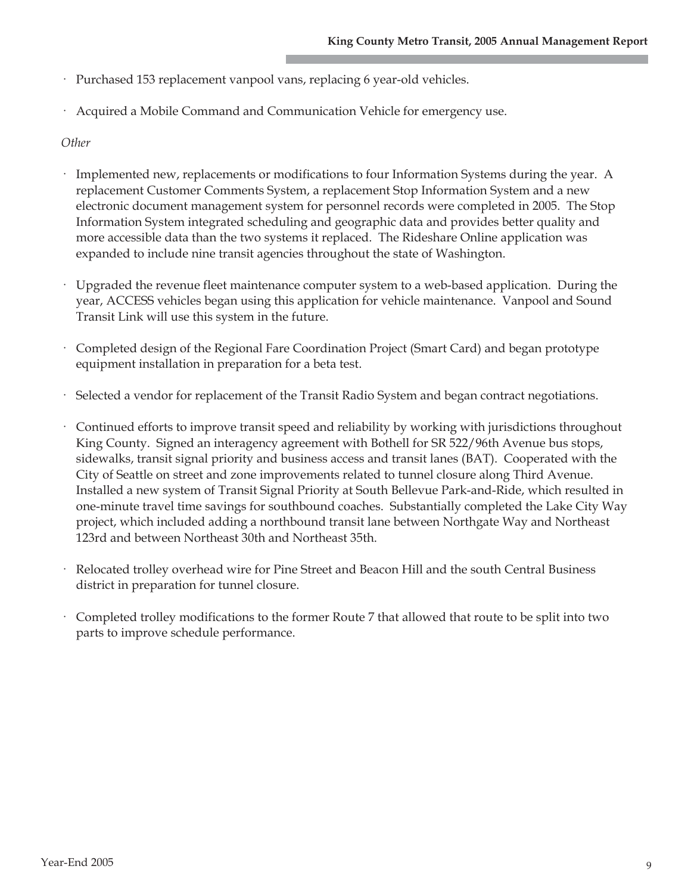- Purchased 153 replacement vanpool vans, replacing 6 year-old vehicles.

- Acquired a Mobile Command and Communication Vehicle for emergency use.

*Other*

- Implemented new, replacements or modifications to four Information Systems during the year. A replacement Customer Comments System, a replacement Stop Information System and a new electronic document management system for personnel records were completed in 2005. The Stop Information System integrated scheduling and geographic data and provides better quality and more accessible data than the two systems it replaced. The Rideshare Online application was expanded to include nine transit agencies throughout the state of Washington.

- Upgraded the revenue fleet maintenance computer system to a web-based application. During the year, ACCESS vehicles began using this application for vehicle maintenance. Vanpool and Sound Transit Link will use this system in the future.

- Completed design of the Regional Fare Coordination Project (Smart Card) and began prototype equipment installation in preparation for a beta test.

- Selected a vendor for replacement of the Transit Radio System and began contract negotiations.

- Continued efforts to improve transit speed and reliability by working with jurisdictions throughout King County. Signed an interagency agreement with Bothell for SR 522/96th Avenue bus stops, sidewalks, transit signal priority and business access and transit lanes (BAT). Cooperated with the City of Seattle on street and zone improvements related to tunnel closure along Third Avenue. Installed a new system of Transit Signal Priority at South Bellevue Park-and-Ride, which resulted in one-minute travel time savings for southbound coaches. Substantially completed the Lake City Way project, which included adding a northbound transit lane between Northgate Way and Northeast 123rd and between Northeast 30th and Northeast 35th.

- Relocated trolley overhead wire for Pine Street and Beacon Hill and the south Central Business district in preparation for tunnel closure.

- Completed trolley modifications to the former Route 7 that allowed that route to be split into two parts to improve schedule performance.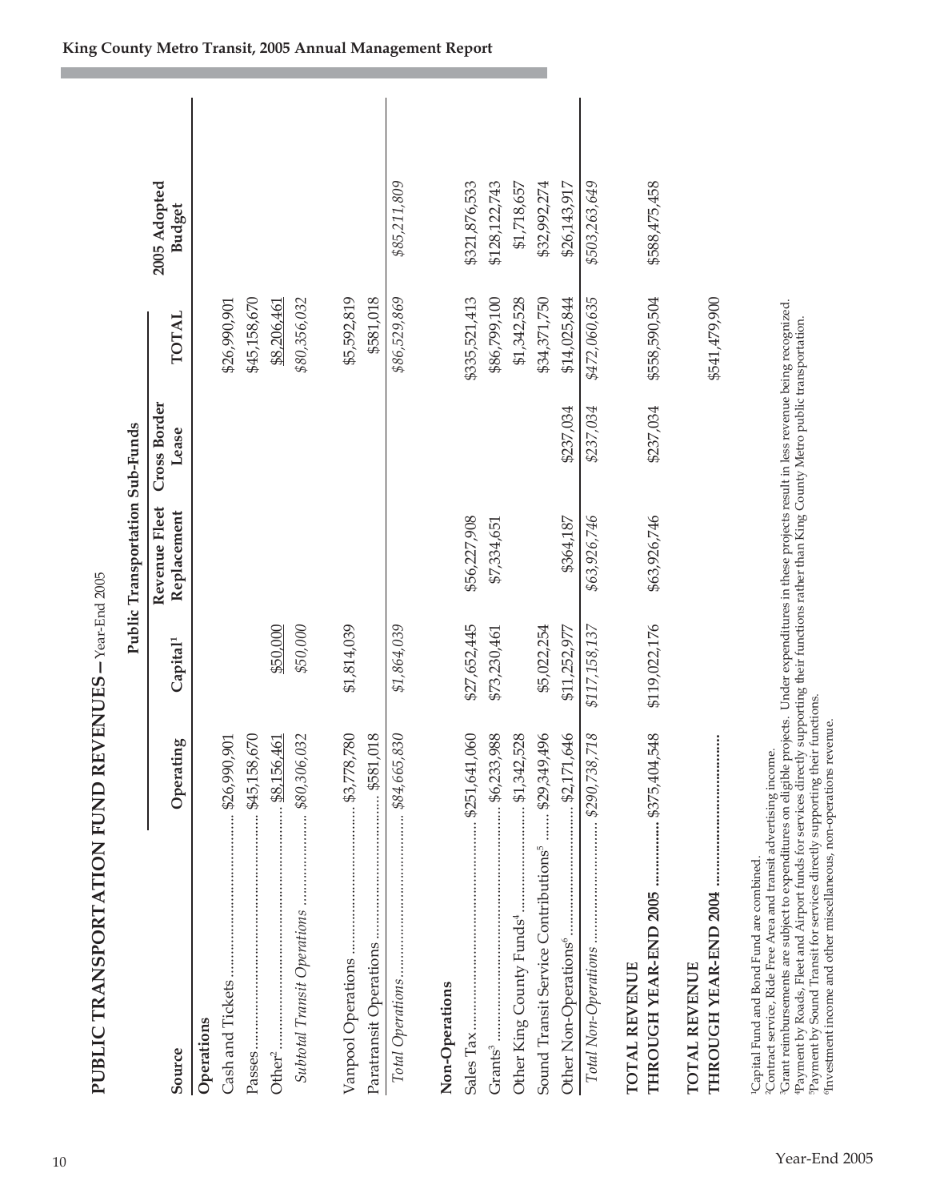# PUBLIC TRANSPORTATION FUND REVENUES – Year-End 2005

| Source | Operating | Capital[1] | Revenue Fleet Replacement | Cross Border Lease | TOTAL | 2005 Adopted Budget |
|---|---|---|---|---|---|---|
| | Public Transportation Sub-Funds | | | | | |
| **Operations** | | | | | | |
| Cash and Tickets | $26,990,901 | | | | $26,990,901 | |
| Passes | $45,158,670 | | | | $45,158,670 | |
| Other[2] | $8,156,461 | $50,000 | | | $8,206,461 | |
| *Subtotal Transit Operations* | *$80,306,032* | *$50,000* | | | *$80,356,032* | |
| Vanpool Operations | $3,778,780 | $1,814,039 | | | $5,592,819 | |
| Paratransit Operations | $581,018 | | | | $581,018 | |
| *Total Operations* | *$84,665,830* | *$1,864,039* | | | *$86,529,869* | *$85,211,809* |
| **Non-Operations** | | | | | | |
| Sales Tax | $251,641,060 | $27,652,445 | $56,227,908 | | $335,521,413 | $321,876,533 |
| Grants[3] | $6,233,988 | $73,230,461 | $7,334,651 | | $86,799,100 | $128,122,743 |
| Other King County Funds[4] | $1,342,528 | | | | $1,342,528 | $1,718,657 |
| Sound Transit Service Contributions[5] | $29,349,496 | $5,022,254 | | | $34,371,750 | $32,992,274 |
| Other Non-Operations[6] | $2,171,646 | $11,252,977 | $364,187 | $237,034 | $14,025,844 | $26,143,917 |
| *Total Non-Operations* | *$290,738,718* | *$117,158,137* | *$63,926,746* | *$237,034* | *$472,060,635* | *$503,263,649* |
| **TOTAL REVENUE THROUGH YEAR-END 2005** | $375,404,548 | $119,022,176 | $63,926,746 | $237,034 | $558,590,504 | $588,475,458 |
| **TOTAL REVENUE THROUGH YEAR-END 2004** | | | | | $541,479,900 | |

[1]Capital Fund and Bond Fund are combined.
[2]Contract service, Ride Free Area and transit advertising income.
[3]Grant reimbursements are subject to expenditures on eligible projects. Under expenditures in these projects result in less revenue being recognized.
[4]Payment by Roads, Fleet and Airport funds for services directly supporting their functions rather than King County Metro public transportation.
[5]Payment by Sound Transit for services directly supporting their functions.
[6]Investment income and other miscellaneous, non-operations revenue.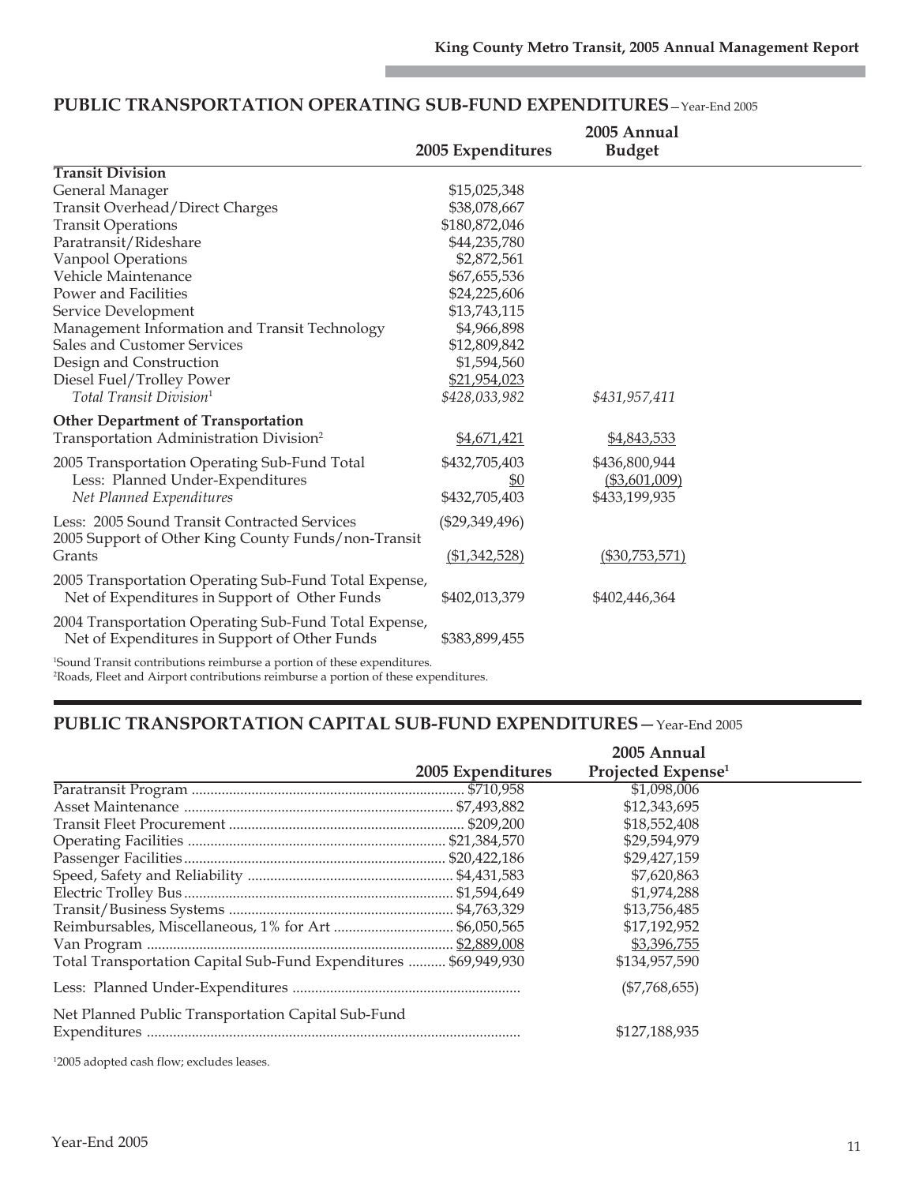## PUBLIC TRANSPORTATION OPERATING SUB-FUND EXPENDITURES—Year-End 2005

| | 2005 Expenditures | 2005 Annual Budget |
|---|---|---|
| **Transit Division** | | |
| General Manager | $15,025,348 | |
| Transit Overhead/Direct Charges | $38,078,667 | |
| Transit Operations | $180,872,046 | |
| Paratransit/Rideshare | $44,235,780 | |
| Vanpool Operations | $2,872,561 | |
| Vehicle Maintenance | $67,655,536 | |
| Power and Facilities | $24,225,606 | |
| Service Development | $13,743,115 | |
| Management Information and Transit Technology | $4,966,898 | |
| Sales and Customer Services | $12,809,842 | |
| Design and Construction | $1,594,560 | |
| Diesel Fuel/Trolley Power | $21,954,023 | |
| *Total Transit Division*[1] | *$428,033,982* | *$431,957,411* |
| **Other Department of Transportation** | | |
| Transportation Administration Division[2] | $4,671,421 | $4,843,533 |
| 2005 Transportation Operating Sub-Fund Total | $432,705,403 | $436,800,944 |
| Less: Planned Under-Expenditures | $0 | ($3,601,009) |
| *Net Planned Expenditures* | $432,705,403 | $433,199,935 |
| Less: 2005 Sound Transit Contracted Services | ($29,349,496) | |
| 2005 Support of Other King County Funds/non-Transit Grants | ($1,342,528) | ($30,753,571) |
| 2005 Transportation Operating Sub-Fund Total Expense, Net of Expenditures in Support of Other Funds | $402,013,379 | $402,446,364 |
| 2004 Transportation Operating Sub-Fund Total Expense, Net of Expenditures in Support of Other Funds | $383,899,455 | |

[1]Sound Transit contributions reimburse a portion of these expenditures.
[2]Roads, Fleet and Airport contributions reimburse a portion of these expenditures.

## PUBLIC TRANSPORTATION CAPITAL SUB-FUND EXPENDITURES—Year-End 2005

| | 2005 Expenditures | 2005 Annual Projected Expense[1] |
|---|---|---|
| Paratransit Program | $710,958 | $1,098,006 |
| Asset Maintenance | $7,493,882 | $12,343,695 |
| Transit Fleet Procurement | $209,200 | $18,552,408 |
| Operating Facilities | $21,384,570 | $29,594,979 |
| Passenger Facilities | $20,422,186 | $29,427,159 |
| Speed, Safety and Reliability | $4,431,583 | $7,620,863 |
| Electric Trolley Bus | $1,594,649 | $1,974,288 |
| Transit/Business Systems | $4,763,329 | $13,756,485 |
| Reimbursables, Miscellaneous, 1% for Art | $6,050,565 | $17,192,952 |
| Van Program | $2,889,008 | $3,396,755 |
| Total Transportation Capital Sub-Fund Expenditures | $69,949,930 | $134,957,590 |
| Less: Planned Under-Expenditures | | ($7,768,655) |
| Net Planned Public Transportation Capital Sub-Fund Expenditures | | $127,188,935 |

[1]2005 adopted cash flow; excludes leases.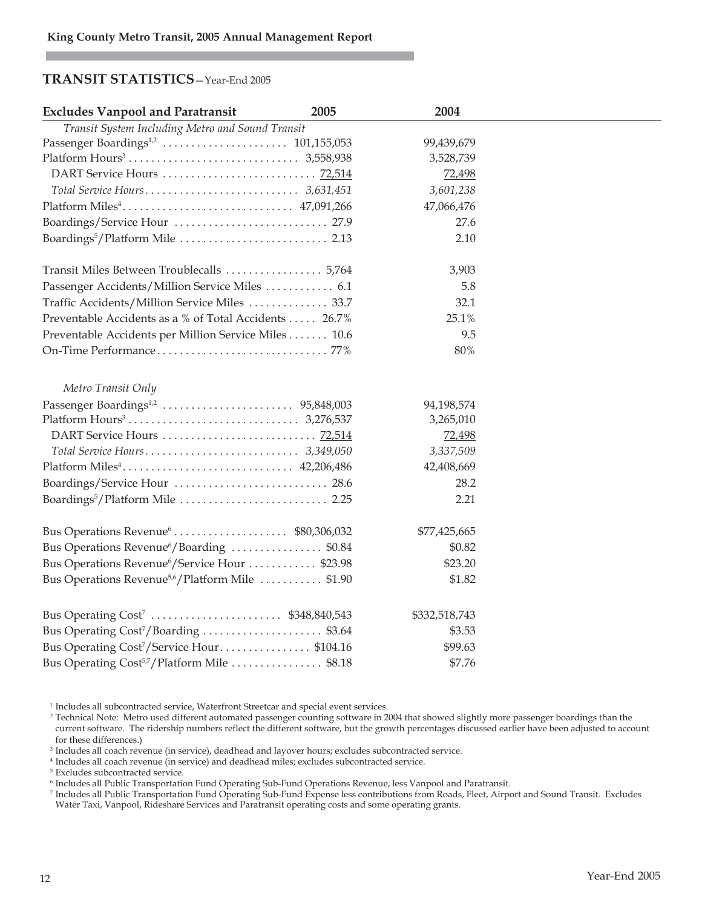## TRANSIT STATISTICS—Year-End 2005

| Excludes Vanpool and Paratransit | 2005 | 2004 |
|---|---|---|
| *Transit System Including Metro and Sound Transit* | | |
| Passenger Boardings[1,2] | 101,155,053 | 99,439,679 |
| Platform Hours[3] | 3,558,938 | 3,528,739 |
| DART Service Hours | 72,514 | 72,498 |
| *Total Service Hours* | *3,631,451* | *3,601,238* |
| Platform Miles[4] | 47,091,266 | 47,066,476 |
| Boardings/Service Hour | 27.9 | 27.6 |
| Boardings[5]/Platform Mile | 2.13 | 2.10 |
| Transit Miles Between Troublecalls | 5,764 | 3,903 |
| Passenger Accidents/Million Service Miles | 6.1 | 5.8 |
| Traffic Accidents/Million Service Miles | 33.7 | 32.1 |
| Preventable Accidents as a % of Total Accidents | 26.7% | 25.1% |
| Preventable Accidents per Million Service Miles | 10.6 | 9.5 |
| On-Time Performance | 77% | 80% |
| *Metro Transit Only* | | |
| Passenger Boardings[1,2] | 95,848,003 | 94,198,574 |
| Platform Hours[3] | 3,276,537 | 3,265,010 |
| DART Service Hours | 72,514 | 72,498 |
| *Total Service Hours* | *3,349,050* | *3,337,509* |
| Platform Miles[4] | 42,206,486 | 42,408,669 |
| Boardings/Service Hour | 28.6 | 28.2 |
| Boardings[5]/Platform Mile | 2.25 | 2.21 |
| Bus Operations Revenue[6] | $80,306,032 | $77,425,665 |
| Bus Operations Revenue[6]/Boarding | $0.84 | $0.82 |
| Bus Operations Revenue[6]/Service Hour | $23.98 | $23.20 |
| Bus Operations Revenue[5,6]/Platform Mile | $1.90 | $1.82 |
| Bus Operating Cost[7] | $348,840,543 | $332,518,743 |
| Bus Operating Cost[7]/Boarding | $3.64 | $3.53 |
| Bus Operating Cost[7]/Service Hour | $104.16 | $99.63 |
| Bus Operating Cost[5,7]/Platform Mile | $8.18 | $7.76 |

[1] Includes all subcontracted service, Waterfront Streetcar and special event services.

[2] Technical Note: Metro used different automated passenger counting software in 2004 that showed slightly more passenger boardings than the current software. The ridership numbers reflect the different software, but the growth percentages discussed earlier have been adjusted to account for these differences.)

[3] Includes all coach revenue (in service), deadhead and layover hours; excludes subcontracted service.

[4] Includes all coach revenue (in service) and deadhead miles; excludes subcontracted service.

[5] Excludes subcontracted service.

[6] Includes all Public Transportation Fund Operating Sub-Fund Operations Revenue, less Vanpool and Paratransit.

[7] Includes all Public Transportation Fund Operating Sub-Fund Expense less contributions from Roads, Fleet, Airport and Sound Transit. Excludes Water Taxi, Vanpool, Rideshare Services and Paratransit operating costs and some operating grants.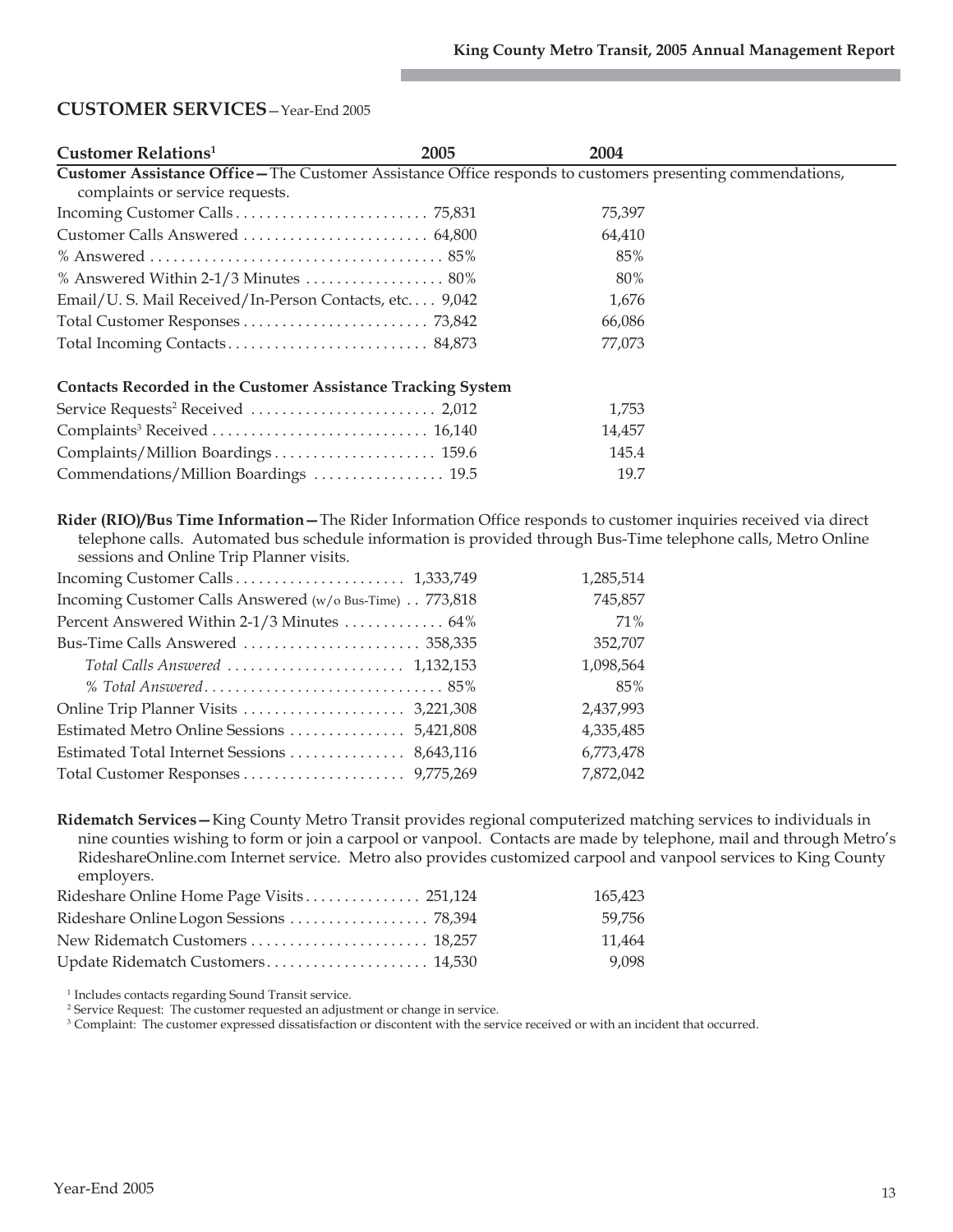## CUSTOMER SERVICES—Year-End 2005

| Customer Relations[1] | 2005 | 2004 |
|---|---|---|
| **Customer Assistance Office—**The Customer Assistance Office responds to customers presenting commendations, complaints or service requests. | | |
| Incoming Customer Calls | 75,831 | 75,397 |
| Customer Calls Answered | 64,800 | 64,410 |
| % Answered | 85% | 85% |
| % Answered Within 2-1/3 Minutes | 80% | 80% |
| Email/U. S. Mail Received/In-Person Contacts, etc. | 9,042 | 1,676 |
| Total Customer Responses | 73,842 | 66,086 |
| Total Incoming Contacts | 84,873 | 77,073 |
| **Contacts Recorded in the Customer Assistance Tracking System** | | |
| Service Requests[2] Received | 2,012 | 1,753 |
| Complaints[3] Received | 16,140 | 14,457 |
| Complaints/Million Boardings | 159.6 | 145.4 |
| Commendations/Million Boardings | 19.5 | 19.7 |

**Rider (RIO)/Bus Time Information—**The Rider Information Office responds to customer inquiries received via direct telephone calls. Automated bus schedule information is provided through Bus-Time telephone calls, Metro Online sessions and Online Trip Planner visits.

| | 2005 | 2004 |
|---|---|---|
| Incoming Customer Calls | 1,333,749 | 1,285,514 |
| Incoming Customer Calls Answered (w/o Bus-Time) | 773,818 | 745,857 |
| Percent Answered Within 2-1/3 Minutes | 64% | 71% |
| Bus-Time Calls Answered | 358,335 | 352,707 |
| *Total Calls Answered* | 1,132,153 | 1,098,564 |
| *% Total Answered* | 85% | 85% |
| Online Trip Planner Visits | 3,221,308 | 2,437,993 |
| Estimated Metro Online Sessions | 5,421,808 | 4,335,485 |
| Estimated Total Internet Sessions | 8,643,116 | 6,773,478 |
| Total Customer Responses | 9,775,269 | 7,872,042 |

**Ridematch Services—**King County Metro Transit provides regional computerized matching services to individuals in nine counties wishing to form or join a carpool or vanpool. Contacts are made by telephone, mail and through Metro's RideshareOnline.com Internet service. Metro also provides customized carpool and vanpool services to King County employers.

| | 2005 | 2004 |
|---|---|---|
| Rideshare Online Home Page Visits | 251,124 | 165,423 |
| Rideshare Online Logon Sessions | 78,394 | 59,756 |
| New Ridematch Customers | 18,257 | 11,464 |
| Update Ridematch Customers | 14,530 | 9,098 |

[1] Includes contacts regarding Sound Transit service.
[2] Service Request: The customer requested an adjustment or change in service.
[3] Complaint: The customer expressed dissatisfaction or discontent with the service received or with an incident that occurred.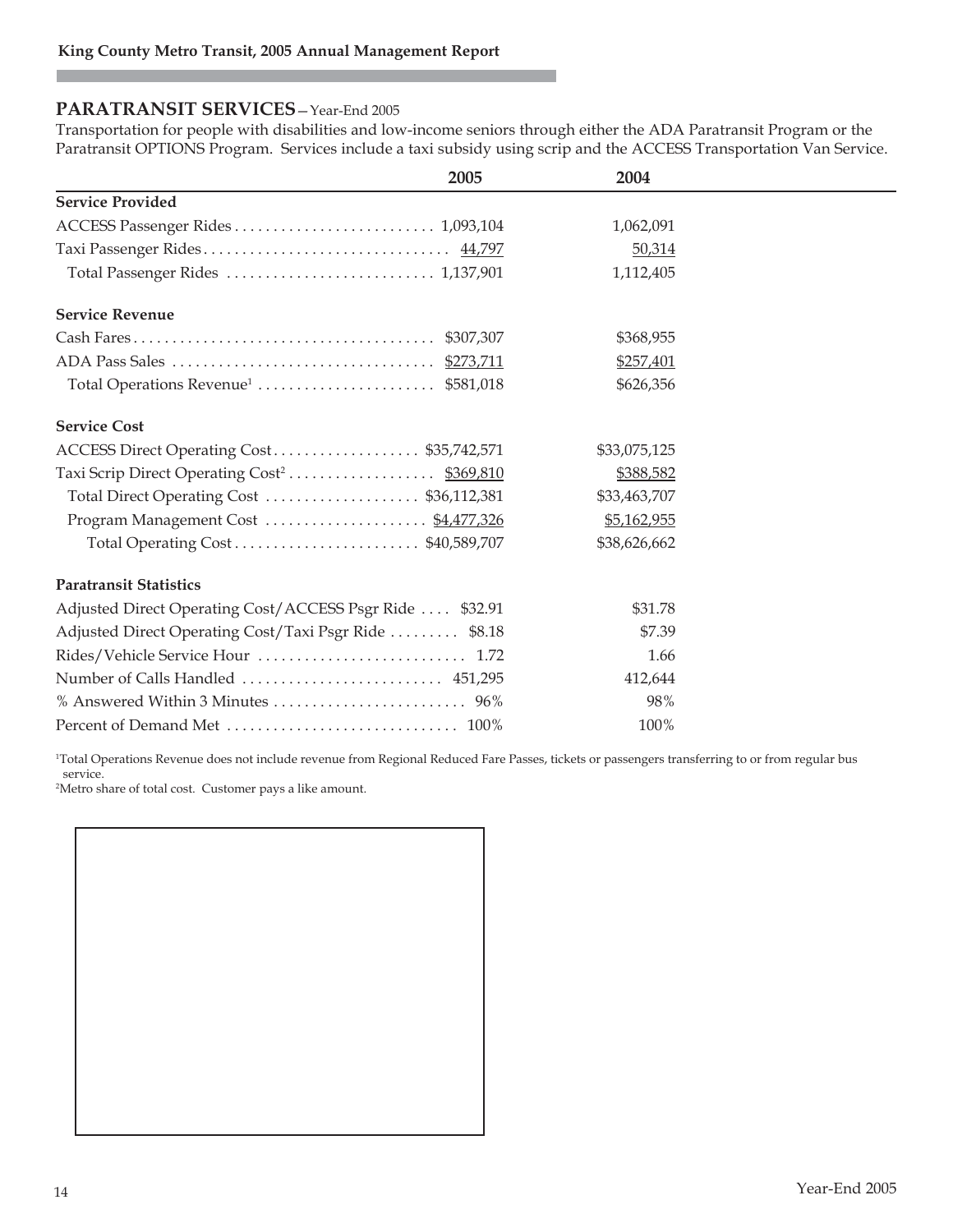## PARATRANSIT SERVICES—Year-End 2005

Transportation for people with disabilities and low-income seniors through either the ADA Paratransit Program or the Paratransit OPTIONS Program. Services include a taxi subsidy using scrip and the ACCESS Transportation Van Service.

| | 2005 | 2004 |
|---|---|---|
| **Service Provided** | | |
| ACCESS Passenger Rides | 1,093,104 | 1,062,091 |
| Taxi Passenger Rides | 44,797 | 50,314 |
| Total Passenger Rides | 1,137,901 | 1,112,405 |
| **Service Revenue** | | |
| Cash Fares | $307,307 | $368,955 |
| ADA Pass Sales | $273,711 | $257,401 |
| Total Operations Revenue[1] | $581,018 | $626,356 |
| **Service Cost** | | |
| ACCESS Direct Operating Cost | $35,742,571 | $33,075,125 |
| Taxi Scrip Direct Operating Cost[2] | $369,810 | $388,582 |
| Total Direct Operating Cost | $36,112,381 | $33,463,707 |
| Program Management Cost | $4,477,326 | $5,162,955 |
| Total Operating Cost | $40,589,707 | $38,626,662 |
| **Paratransit Statistics** | | |
| Adjusted Direct Operating Cost/ACCESS Psgr Ride | $32.91 | $31.78 |
| Adjusted Direct Operating Cost/Taxi Psgr Ride | $8.18 | $7.39 |
| Rides/Vehicle Service Hour | 1.72 | 1.66 |
| Number of Calls Handled | 451,295 | 412,644 |
| % Answered Within 3 Minutes | 96% | 98% |
| Percent of Demand Met | 100% | 100% |

[1]Total Operations Revenue does not include revenue from Regional Reduced Fare Passes, tickets or passengers transferring to or from regular bus service.
[2]Metro share of total cost. Customer pays a like amount.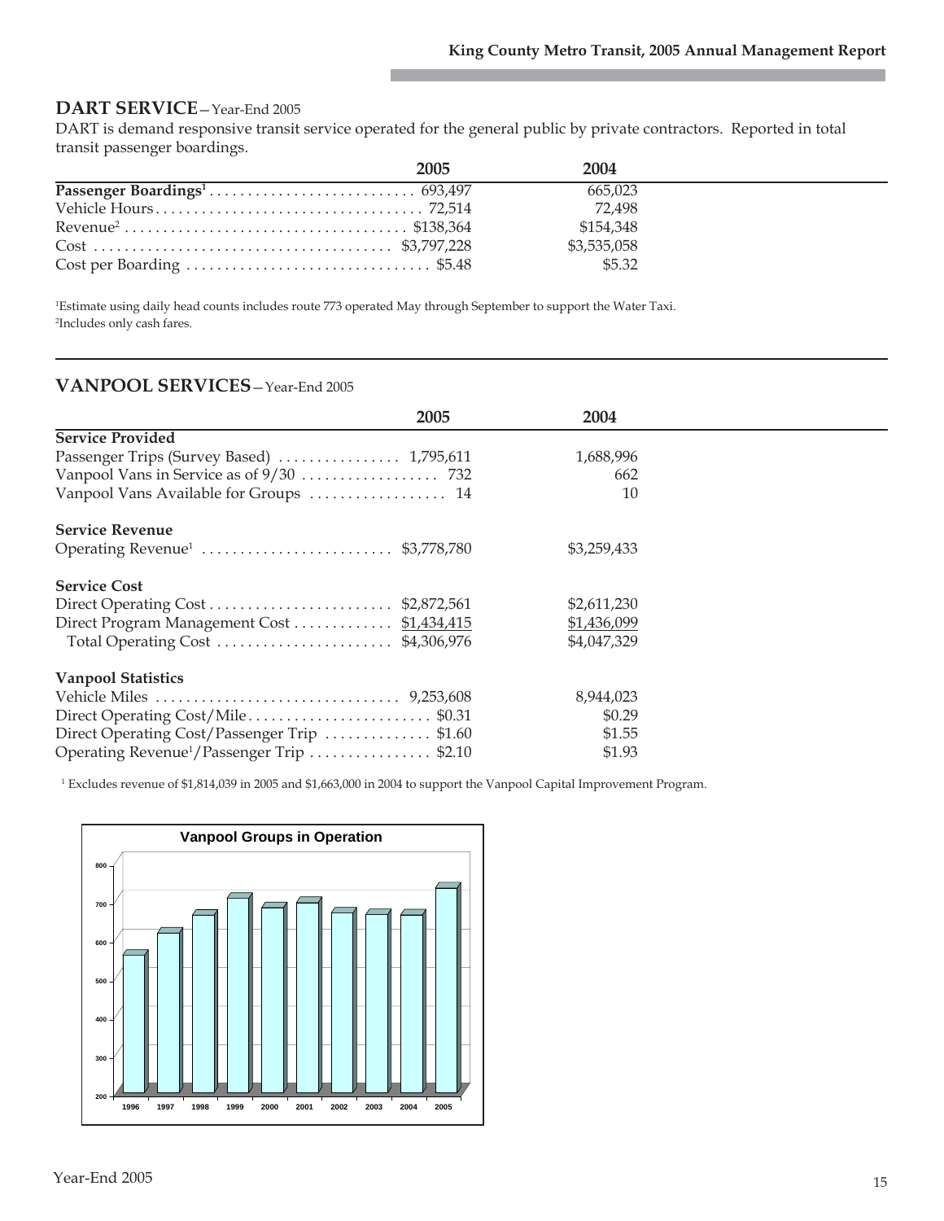## DART SERVICE—Year-End 2005

DART is demand responsive transit service operated for the general public by private contractors. Reported in total transit passenger boardings.

| | 2005 | 2004 |
|---|---|---|
| **Passenger Boardings[1]** | 693,497 | 665,023 |
| Vehicle Hours | 72,514 | 72,498 |
| Revenue[2] | $138,364 | $154,348 |
| Cost | $3,797,228 | $3,535,058 |
| Cost per Boarding | $5.48 | $5.32 |

[1]Estimate using daily head counts includes route 773 operated May through September to support the Water Taxi.
[2]Includes only cash fares.

## VANPOOL SERVICES—Year-End 2005

| | 2005 | 2004 |
|---|---|---|
| **Service Provided** | | |
| Passenger Trips (Survey Based) | 1,795,611 | 1,688,996 |
| Vanpool Vans in Service as of 9/30 | 732 | 662 |
| Vanpool Vans Available for Groups | 14 | 10 |
| **Service Revenue** | | |
| Operating Revenue[1] | $3,778,780 | $3,259,433 |
| **Service Cost** | | |
| Direct Operating Cost | $2,872,561 | $2,611,230 |
| Direct Program Management Cost | $1,434,415 | $1,436,099 |
| Total Operating Cost | $4,306,976 | $4,047,329 |
| **Vanpool Statistics** | | |
| Vehicle Miles | 9,253,608 | 8,944,023 |
| Direct Operating Cost/Mile | $0.31 | $0.29 |
| Direct Operating Cost/Passenger Trip | $1.60 | $1.55 |
| Operating Revenue[1]/Passenger Trip | $2.10 | $1.93 |

[1] Excludes revenue of $1,814,039 in 2005 and $1,663,000 in 2004 to support the Vanpool Capital Improvement Program.

**Vanpool Groups in Operation**

Year-End 2005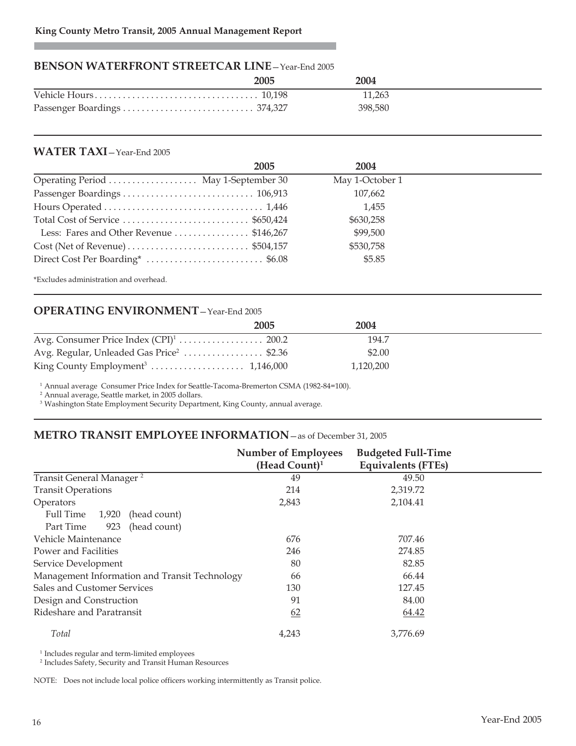## BENSON WATERFRONT STREETCAR LINE—Year-End 2005

| | 2005 | 2004 |
|---|---|---|
| Vehicle Hours | 10,198 | 11,263 |
| Passenger Boardings | 374,327 | 398,580 |

## WATER TAXI—Year-End 2005

| | 2005 | 2004 |
|---|---|---|
| Operating Period | May 1-September 30 | May 1-October 1 |
| Passenger Boardings | 106,913 | 107,662 |
| Hours Operated | 1,446 | 1,455 |
| Total Cost of Service | $650,424 | $630,258 |
| Less: Fares and Other Revenue | $146,267 | $99,500 |
| Cost (Net of Revenue) | $504,157 | $530,758 |
| Direct Cost Per Boarding* | $6.08 | $5.85 |

*Excludes administration and overhead.

## OPERATING ENVIRONMENT—Year-End 2005

| | 2005 | 2004 |
|---|---|---|
| Avg. Consumer Price Index (CPI)[1] | 200.2 | 194.7 |
| Avg. Regular, Unleaded Gas Price[2] | $2.36 | $2.00 |
| King County Employment[3] | 1,146,000 | 1,120,200 |

[1] Annual average Consumer Price Index for Seattle-Tacoma-Bremerton CSMA (1982-84=100).
[2] Annual average, Seattle market, in 2005 dollars.
[3] Washington State Employment Security Department, King County, annual average.

## METRO TRANSIT EMPLOYEE INFORMATION—as of December 31, 2005

| | Number of Employees (Head Count)[1] | Budgeted Full-Time Equivalents (FTEs) |
|---|---|---|
| Transit General Manager [2] | 49 | 49.50 |
| Transit Operations | 214 | 2,319.72 |
| Operators | 2,843 | 2,104.41 |
| Full Time 1,920 (head count) | | |
| Part Time 923 (head count) | | |
| Vehicle Maintenance | 676 | 707.46 |
| Power and Facilities | 246 | 274.85 |
| Service Development | 80 | 82.85 |
| Management Information and Transit Technology | 66 | 66.44 |
| Sales and Customer Services | 130 | 127.45 |
| Design and Construction | 91 | 84.00 |
| Rideshare and Paratransit | 62 | 64.42 |
| *Total* | 4,243 | 3,776.69 |

[1] Includes regular and term-limited employees
[2] Includes Safety, Security and Transit Human Resources

NOTE: Does not include local police officers working intermittently as Transit police.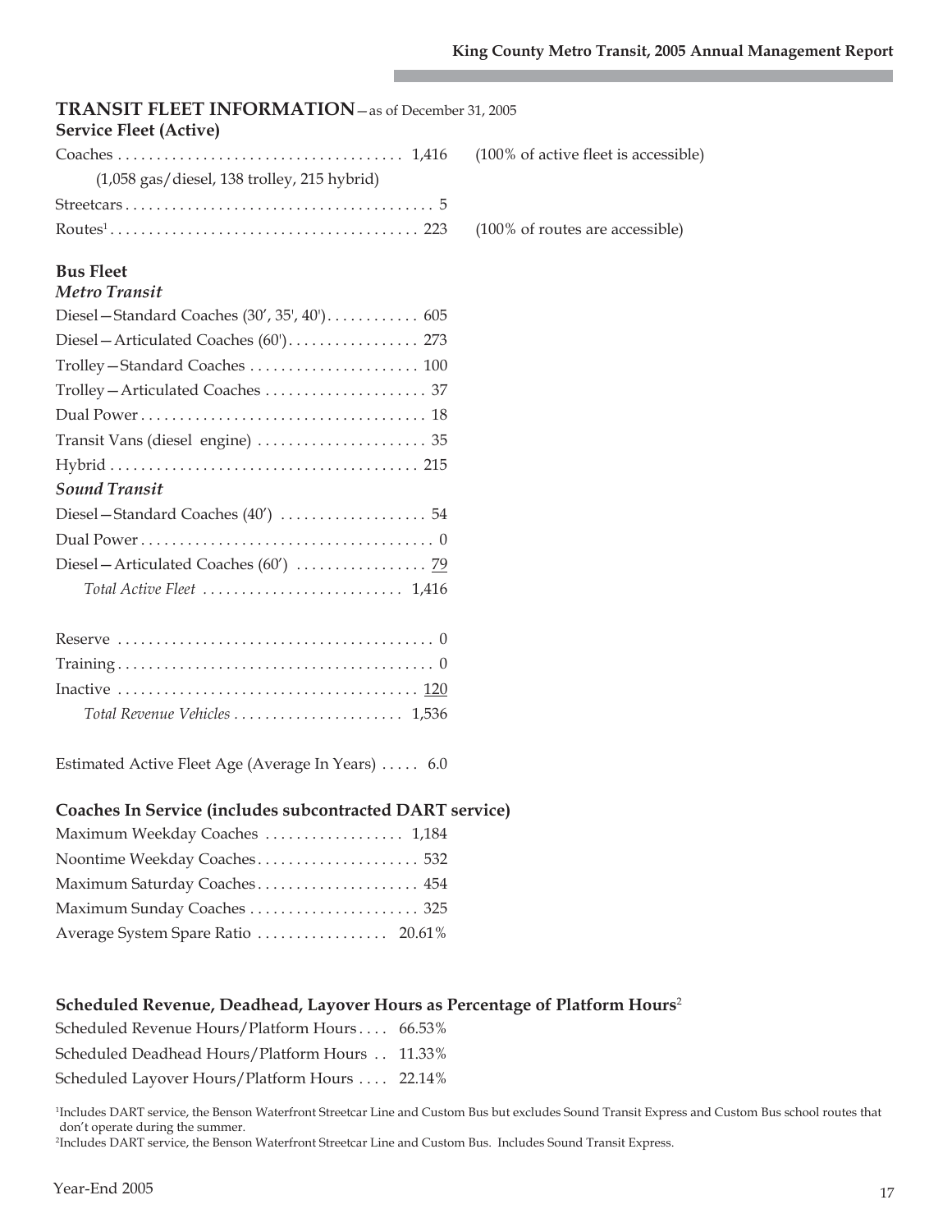## TRANSIT FLEET INFORMATION—as of December 31, 2005

### Service Fleet (Active)

| | | |
|---|---|---|
| Coaches | 1,416 | (100% of active fleet is accessible) |
| (1,058 gas/diesel, 138 trolley, 215 hybrid) | | |
| Streetcars | 5 | |
| Routes[1] | 223 | (100% of routes are accessible) |

### Bus Fleet

| | |
|---|---|
| ***Metro Transit*** | |
| Diesel—Standard Coaches (30', 35', 40') | 605 |
| Diesel—Articulated Coaches (60') | 273 |
| Trolley—Standard Coaches | 100 |
| Trolley—Articulated Coaches | 37 |
| Dual Power | 18 |
| Transit Vans (diesel engine) | 35 |
| Hybrid | 215 |
| ***Sound Transit*** | |
| Diesel—Standard Coaches (40') | 54 |
| Dual Power | 0 |
| Diesel—Articulated Coaches (60') | 79 |
| *Total Active Fleet* | 1,416 |
| | |
| Reserve | 0 |
| Training | 0 |
| Inactive | 120 |
| *Total Revenue Vehicles* | 1,536 |
| | |
| Estimated Active Fleet Age (Average In Years) | 6.0 |

### Coaches In Service (includes subcontracted DART service)

| | |
|---|---|
| Maximum Weekday Coaches | 1,184 |
| Noontime Weekday Coaches | 532 |
| Maximum Saturday Coaches | 454 |
| Maximum Sunday Coaches | 325 |
| Average System Spare Ratio | 20.61% |

### Scheduled Revenue, Deadhead, Layover Hours as Percentage of Platform Hours[2]

| | |
|---|---|
| Scheduled Revenue Hours/Platform Hours | 66.53% |
| Scheduled Deadhead Hours/Platform Hours | 11.33% |
| Scheduled Layover Hours/Platform Hours | 22.14% |

[1]Includes DART service, the Benson Waterfront Streetcar Line and Custom Bus but excludes Sound Transit Express and Custom Bus school routes that don't operate during the summer.
[2]Includes DART service, the Benson Waterfront Streetcar Line and Custom Bus. Includes Sound Transit Express.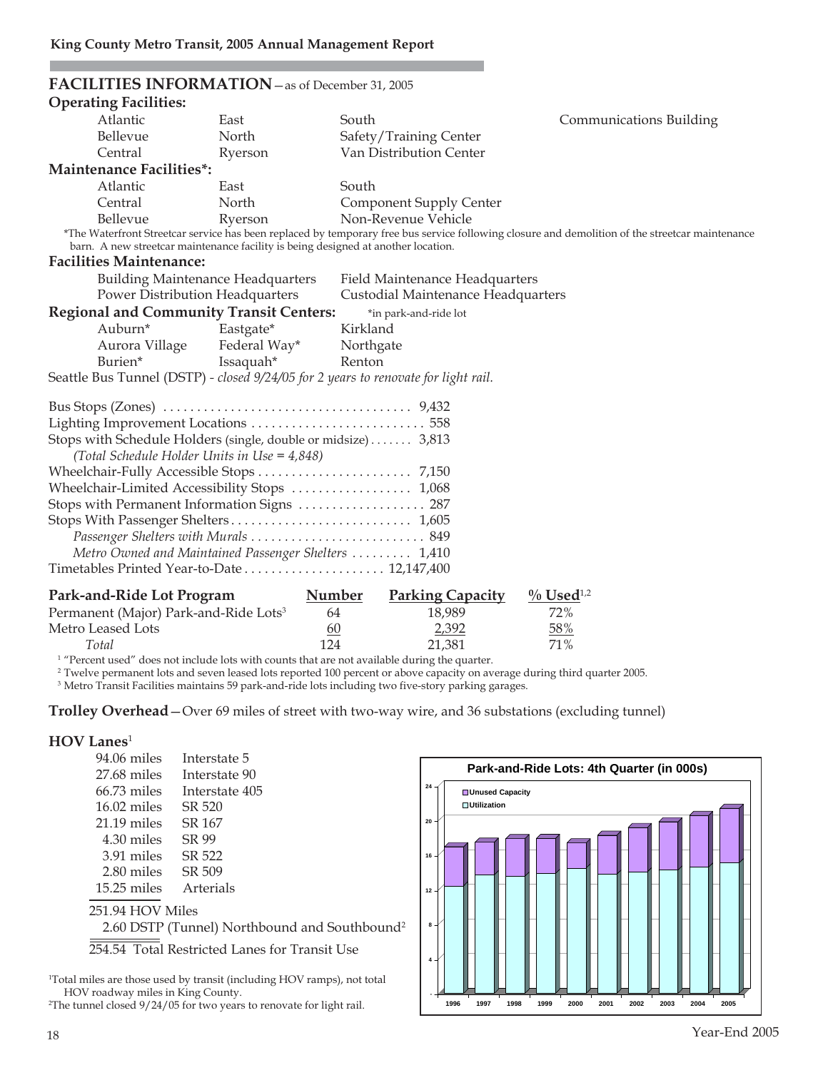## FACILITIES INFORMATION—as of December 31, 2005

**Operating Facilities:**

| | | | |
|---|---|---|---|
| Atlantic | East | South | Communications Building |
| Bellevue | North | Safety/Training Center | |
| Central | Ryerson | Van Distribution Center | |

**Maintenance Facilities*:**

| | | |
|---|---|---|
| Atlantic | East | South |
| Central | North | Component Supply Center |
| Bellevue | Ryerson | Non-Revenue Vehicle |

*The Waterfront Streetcar service has been replaced by temporary free bus service following closure and demolition of the streetcar maintenance barn. A new streetcar maintenance facility is being designed at another location.

**Facilities Maintenance:**

| | |
|---|---|
| Building Maintenance Headquarters | Field Maintenance Headquarters |
| Power Distribution Headquarters | Custodial Maintenance Headquarters |

**Regional and Community Transit Centers:** *in park-and-ride lot

| | | |
|---|---|---|
| Auburn* | Eastgate* | Kirkland |
| Aurora Village | Federal Way* | Northgate |
| Burien* | Issaquah* | Renton |

Seattle Bus Tunnel (DSTP) - *closed 9/24/05 for 2 years to renovate for light rail.*

| | |
|---|---|
| Bus Stops (Zones) | 9,432 |
| Lighting Improvement Locations | 558 |
| Stops with Schedule Holders (single, double or midsize) | 3,813 |
| *(Total Schedule Holder Units in Use = 4,848)* | |
| Wheelchair-Fully Accessible Stops | 7,150 |
| Wheelchair-Limited Accessibility Stops | 1,068 |
| Stops with Permanent Information Signs | 287 |
| Stops With Passenger Shelters | 1,605 |
| *Passenger Shelters with Murals* | 849 |
| *Metro Owned and Maintained Passenger Shelters* | 1,410 |
| Timetables Printed Year-to-Date | 12,147,400 |

| Park-and-Ride Lot Program | Number | Parking Capacity | % Used[1,2] |
|---|---|---|---|
| Permanent (Major) Park-and-Ride Lots[3] | 64 | 18,989 | 72% |
| Metro Leased Lots | 60 | 2,392 | 58% |
| *Total* | 124 | 21,381 | 71% |

[1] "Percent used" does not include lots with counts that are not available during the quarter.
[2] Twelve permanent lots and seven leased lots reported 100 percent or above capacity on average during third quarter 2005.
[3] Metro Transit Facilities maintains 59 park-and-ride lots including two five-story parking garages.

**Trolley Overhead**—Over 69 miles of street with two-way wire, and 36 substations (excluding tunnel)

**HOV Lanes**[1]

| | |
|---|---|
| 94.06 miles | Interstate 5 |
| 27.68 miles | Interstate 90 |
| 66.73 miles | Interstate 405 |
| 16.02 miles | SR 520 |
| 21.19 miles | SR 167 |
| 4.30 miles | SR 99 |
| 3.91 miles | SR 522 |
| 2.80 miles | SR 509 |
| 15.25 miles | Arterials |

251.94 HOV Miles
2.60 DSTP (Tunnel) Northbound and Southbound[2]
254.54 Total Restricted Lanes for Transit Use

[1]Total miles are those used by transit (including HOV ramps), not total HOV roadway miles in King County.
[2]The tunnel closed 9/24/05 for two years to renovate for light rail.

**Park-and-Ride Lots: 4th Quarter (in 000s)**

Legend: Unused Capacity; Utilization

Years: 1996, 1997, 1998, 1999, 2000, 2001, 2002, 2003, 2004, 2005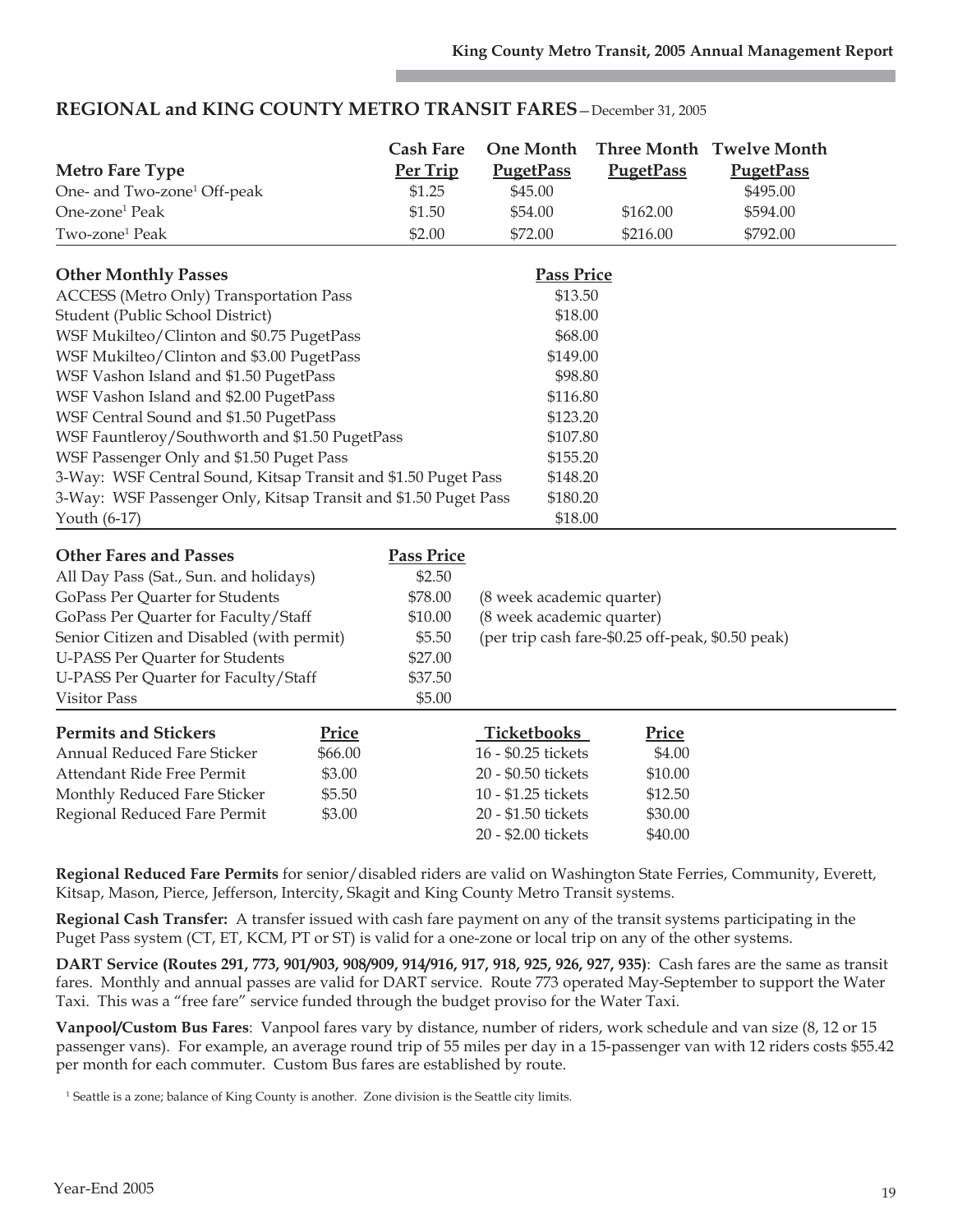## REGIONAL and KING COUNTY METRO TRANSIT FARES—December 31, 2005

| Metro Fare Type | Cash Fare Per Trip | One Month PugetPass | Three Month PugetPass | Twelve Month PugetPass |
|---|---|---|---|---|
| One- and Two-zone[1] Off-peak | $1.25 | $45.00 | | $495.00 |
| One-zone[1] Peak | $1.50 | $54.00 | $162.00 | $594.00 |
| Two-zone[1] Peak | $2.00 | $72.00 | $216.00 | $792.00 |

| Other Monthly Passes | Pass Price |
|---|---|
| ACCESS (Metro Only) Transportation Pass | $13.50 |
| Student (Public School District) | $18.00 |
| WSF Mukilteo/Clinton and $0.75 PugetPass | $68.00 |
| WSF Mukilteo/Clinton and $3.00 PugetPass | $149.00 |
| WSF Vashon Island and $1.50 PugetPass | $98.80 |
| WSF Vashon Island and $2.00 PugetPass | $116.80 |
| WSF Central Sound and $1.50 PugetPass | $123.20 |
| WSF Fauntleroy/Southworth and $1.50 PugetPass | $107.80 |
| WSF Passenger Only and $1.50 Puget Pass | $155.20 |
| 3-Way: WSF Central Sound, Kitsap Transit and $1.50 Puget Pass | $148.20 |
| 3-Way: WSF Passenger Only, Kitsap Transit and $1.50 Puget Pass | $180.20 |
| Youth (6-17) | $18.00 |

| Other Fares and Passes | Pass Price | |
|---|---|---|
| All Day Pass (Sat., Sun. and holidays) | $2.50 | |
| GoPass Per Quarter for Students | $78.00 | (8 week academic quarter) |
| GoPass Per Quarter for Faculty/Staff | $10.00 | (8 week academic quarter) |
| Senior Citizen and Disabled (with permit) | $5.50 | (per trip cash fare-$0.25 off-peak, $0.50 peak) |
| U-PASS Per Quarter for Students | $27.00 | |
| U-PASS Per Quarter for Faculty/Staff | $37.50 | |
| Visitor Pass | $5.00 | |

| Permits and Stickers | Price | Ticketbooks | Price |
|---|---|---|---|
| Annual Reduced Fare Sticker | $66.00 | 16 - $0.25 tickets | $4.00 |
| Attendant Ride Free Permit | $3.00 | 20 - $0.50 tickets | $10.00 |
| Monthly Reduced Fare Sticker | $5.50 | 10 - $1.25 tickets | $12.50 |
| Regional Reduced Fare Permit | $3.00 | 20 - $1.50 tickets | $30.00 |
| | | 20 - $2.00 tickets | $40.00 |

**Regional Reduced Fare Permits** for senior/disabled riders are valid on Washington State Ferries, Community, Everett, Kitsap, Mason, Pierce, Jefferson, Intercity, Skagit and King County Metro Transit systems.

**Regional Cash Transfer:** A transfer issued with cash fare payment on any of the transit systems participating in the Puget Pass system (CT, ET, KCM, PT or ST) is valid for a one-zone or local trip on any of the other systems.

**DART Service (Routes 291, 773, 901/903, 908/909, 914/916, 917, 918, 925, 926, 927, 935)**: Cash fares are the same as transit fares. Monthly and annual passes are valid for DART service. Route 773 operated May-September to support the Water Taxi. This was a "free fare" service funded through the budget proviso for the Water Taxi.

**Vanpool/Custom Bus Fares**: Vanpool fares vary by distance, number of riders, work schedule and van size (8, 12 or 15 passenger vans). For example, an average round trip of 55 miles per day in a 15-passenger van with 12 riders costs $55.42 per month for each commuter. Custom Bus fares are established by route.

[1] Seattle is a zone; balance of King County is another. Zone division is the Seattle city limits.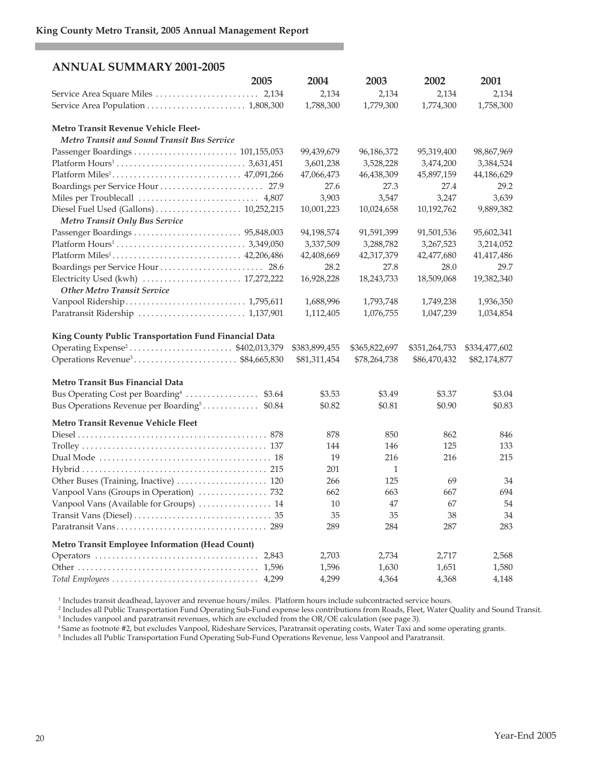## ANNUAL SUMMARY 2001-2005

| | 2005 | 2004 | 2003 | 2002 | 2001 |
|---|---|---|---|---|---|
| Service Area Square Miles | 2,134 | 2,134 | 2,134 | 2,134 | 2,134 |
| Service Area Population | 1,808,300 | 1,788,300 | 1,779,300 | 1,774,300 | 1,758,300 |
| **Metro Transit Revenue Vehicle Fleet-** | | | | | |
| ***Metro Transit and Sound Transit Bus Service*** | | | | | |
| Passenger Boardings | 101,155,053 | 99,439,679 | 96,186,372 | 95,319,400 | 98,867,969 |
| Platform Hours[1] | 3,631,451 | 3,601,238 | 3,528,228 | 3,474,200 | 3,384,524 |
| Platform Miles[1] | 47,091,266 | 47,066,473 | 46,438,309 | 45,897,159 | 44,186,629 |
| Boardings per Service Hour | 27.9 | 27.6 | 27.3 | 27.4 | 29.2 |
| Miles per Troublecall | 4,807 | 3,903 | 3,547 | 3,247 | 3,639 |
| Diesel Fuel Used (Gallons) | 10,252,215 | 10,001,223 | 10,024,658 | 10,192,762 | 9,889,382 |
| ***Metro Transit Only Bus Service*** | | | | | |
| Passenger Boardings | 95,848,003 | 94,198,574 | 91,591,399 | 91,501,536 | 95,602,341 |
| Platform Hours[1] | 3,349,050 | 3,337,509 | 3,288,782 | 3,267,523 | 3,214,052 |
| Platform Miles[1] | 42,206,486 | 42,408,669 | 42,317,379 | 42,477,680 | 41,417,486 |
| Boardings per Service Hour | 28.6 | 28.2 | 27.8 | 28.0 | 29.7 |
| Electricity Used (kwh) | 17,272,222 | 16,928,228 | 18,243,733 | 18,509,068 | 19,382,340 |
| ***Other Metro Transit Service*** | | | | | |
| Vanpool Ridership | 1,795,611 | 1,688,996 | 1,793,748 | 1,749,238 | 1,936,350 |
| Paratransit Ridership | 1,137,901 | 1,112,405 | 1,076,755 | 1,047,239 | 1,034,854 |
| **King County Public Transportation Fund Financial Data** | | | | | |
| Operating Expense[2] | $402,013,379 | $383,899,455 | $365,822,697 | $351,264,753 | $334,477,602 |
| Operations Revenue[3] | $84,665,830 | $81,311,454 | $78,264,738 | $86,470,432 | $82,174,877 |
| **Metro Transit Bus Financial Data** | | | | | |
| Bus Operating Cost per Boarding[4] | $3.64 | $3.53 | $3.49 | $3.37 | $3.04 |
| Bus Operations Revenue per Boarding[5] | $0.84 | $0.82 | $0.81 | $0.90 | $0.83 |
| **Metro Transit Revenue Vehicle Fleet** | | | | | |
| Diesel | 878 | 878 | 850 | 862 | 846 |
| Trolley | 137 | 144 | 146 | 125 | 133 |
| Dual Mode | 18 | 19 | 216 | 216 | 215 |
| Hybrid | 215 | 201 | 1 | | |
| Other Buses (Training, Inactive) | 120 | 266 | 125 | 69 | 34 |
| Vanpool Vans (Groups in Operation) | 732 | 662 | 663 | 667 | 694 |
| Vanpool Vans (Available for Groups) | 14 | 10 | 47 | 67 | 54 |
| Transit Vans (Diesel) | 35 | 35 | 35 | 38 | 34 |
| Paratransit Vans | 289 | 289 | 284 | 287 | 283 |
| **Metro Transit Employee Information (Head Count)** | | | | | |
| Operators | 2,843 | 2,703 | 2,734 | 2,717 | 2,568 |
| Other | 1,596 | 1,596 | 1,630 | 1,651 | 1,580 |
| *Total Employees* | 4,299 | 4,299 | 4,364 | 4,368 | 4,148 |

[1] Includes transit deadhead, layover and revenue hours/miles. Platform hours include subcontracted service hours.
[2] Includes all Public Transportation Fund Operating Sub-Fund expense less contributions from Roads, Fleet, Water Quality and Sound Transit.
[3] Includes vanpool and paratransit revenues, which are excluded from the OR/OE calculation (see page 3).
[4] Same as footnote #2, but excludes Vanpool, Rideshare Services, Paratransit operating costs, Water Taxi and some operating grants.
[5] Includes all Public Transportation Fund Operating Sub-Fund Operations Revenue, less Vanpool and Paratransit.